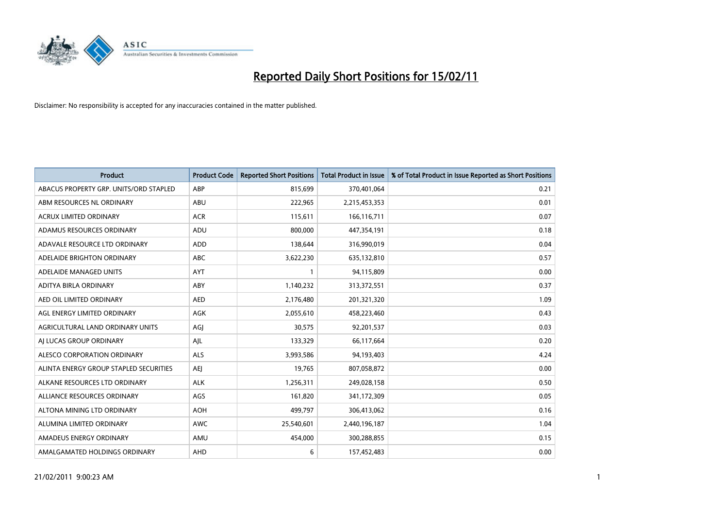# Reported Daily Short Positions for 15/02/11

Disclaimer: No responsibility is accepted for any inaccuracies contained in the matter published.

| Product | Product Code | Reported Short Positions | Total Product in Issue | % of Total Product in Issue Reported as Short Positions |
|---|---|---|---|---|
| ABACUS PROPERTY GRP. UNITS/ORD STAPLED | ABP | 815,699 | 370,401,064 | 0.21 |
| ABM RESOURCES NL ORDINARY | ABU | 222,965 | 2,215,453,353 | 0.01 |
| ACRUX LIMITED ORDINARY | ACR | 115,611 | 166,116,711 | 0.07 |
| ADAMUS RESOURCES ORDINARY | ADU | 800,000 | 447,354,191 | 0.18 |
| ADAVALE RESOURCE LTD ORDINARY | ADD | 138,644 | 316,990,019 | 0.04 |
| ADELAIDE BRIGHTON ORDINARY | ABC | 3,622,230 | 635,132,810 | 0.57 |
| ADELAIDE MANAGED UNITS | AYT | 1 | 94,115,809 | 0.00 |
| ADITYA BIRLA ORDINARY | ABY | 1,140,232 | 313,372,551 | 0.37 |
| AED OIL LIMITED ORDINARY | AED | 2,176,480 | 201,321,320 | 1.09 |
| AGL ENERGY LIMITED ORDINARY | AGK | 2,055,610 | 458,223,460 | 0.43 |
| AGRICULTURAL LAND ORDINARY UNITS | AGJ | 30,575 | 92,201,537 | 0.03 |
| AJ LUCAS GROUP ORDINARY | AJL | 133,329 | 66,117,664 | 0.20 |
| ALESCO CORPORATION ORDINARY | ALS | 3,993,586 | 94,193,403 | 4.24 |
| ALINTA ENERGY GROUP STAPLED SECURITIES | AEJ | 19,765 | 807,058,872 | 0.00 |
| ALKANE RESOURCES LTD ORDINARY | ALK | 1,256,311 | 249,028,158 | 0.50 |
| ALLIANCE RESOURCES ORDINARY | AGS | 161,820 | 341,172,309 | 0.05 |
| ALTONA MINING LTD ORDINARY | AOH | 499,797 | 306,413,062 | 0.16 |
| ALUMINA LIMITED ORDINARY | AWC | 25,540,601 | 2,440,196,187 | 1.04 |
| AMADEUS ENERGY ORDINARY | AMU | 454,000 | 300,288,855 | 0.15 |
| AMALGAMATED HOLDINGS ORDINARY | AHD | 6 | 157,452,483 | 0.00 |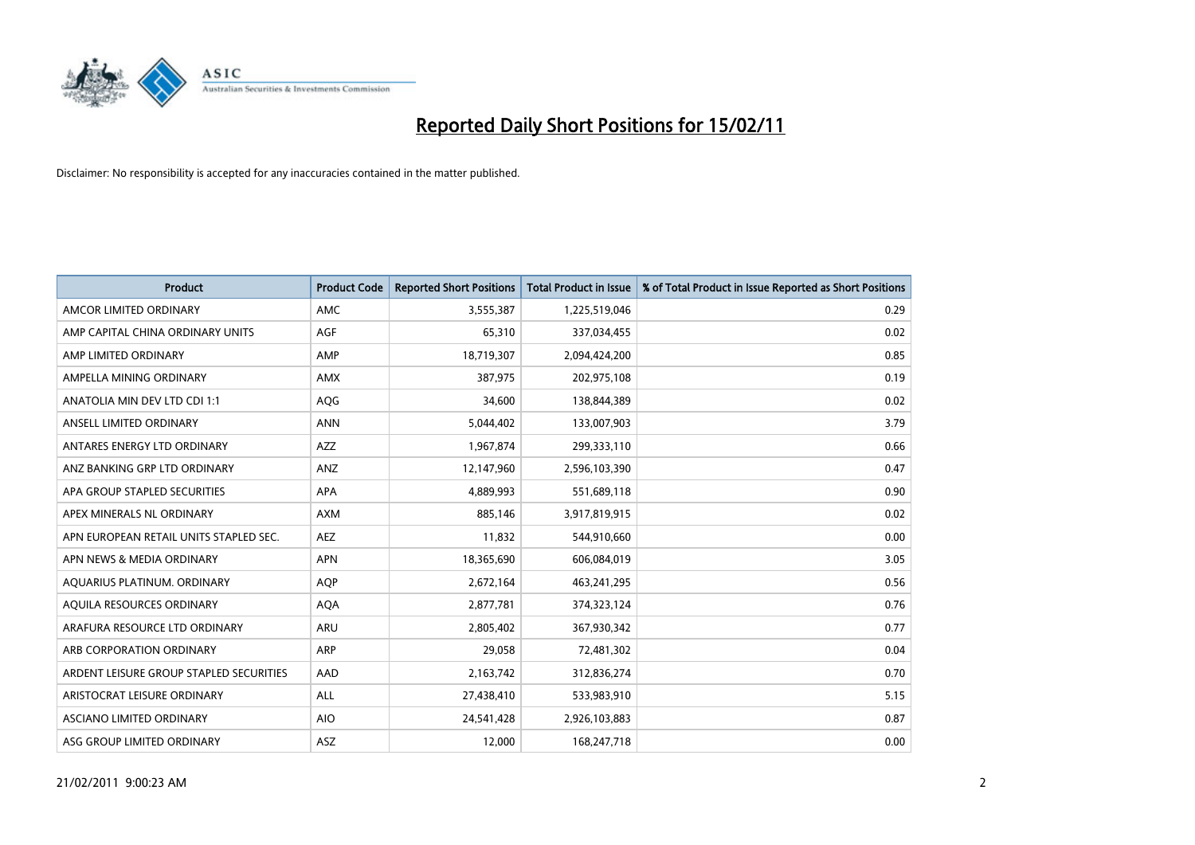# Reported Daily Short Positions for 15/02/11

Disclaimer: No responsibility is accepted for any inaccuracies contained in the matter published.

| Product | Product Code | Reported Short Positions | Total Product in Issue | % of Total Product in Issue Reported as Short Positions |
|---|---|---|---|---|
| AMCOR LIMITED ORDINARY | AMC | 3,555,387 | 1,225,519,046 | 0.29 |
| AMP CAPITAL CHINA ORDINARY UNITS | AGF | 65,310 | 337,034,455 | 0.02 |
| AMP LIMITED ORDINARY | AMP | 18,719,307 | 2,094,424,200 | 0.85 |
| AMPELLA MINING ORDINARY | AMX | 387,975 | 202,975,108 | 0.19 |
| ANATOLIA MIN DEV LTD CDI 1:1 | AQG | 34,600 | 138,844,389 | 0.02 |
| ANSELL LIMITED ORDINARY | ANN | 5,044,402 | 133,007,903 | 3.79 |
| ANTARES ENERGY LTD ORDINARY | AZZ | 1,967,874 | 299,333,110 | 0.66 |
| ANZ BANKING GRP LTD ORDINARY | ANZ | 12,147,960 | 2,596,103,390 | 0.47 |
| APA GROUP STAPLED SECURITIES | APA | 4,889,993 | 551,689,118 | 0.90 |
| APEX MINERALS NL ORDINARY | AXM | 885,146 | 3,917,819,915 | 0.02 |
| APN EUROPEAN RETAIL UNITS STAPLED SEC. | AEZ | 11,832 | 544,910,660 | 0.00 |
| APN NEWS & MEDIA ORDINARY | APN | 18,365,690 | 606,084,019 | 3.05 |
| AQUARIUS PLATINUM. ORDINARY | AQP | 2,672,164 | 463,241,295 | 0.56 |
| AQUILA RESOURCES ORDINARY | AQA | 2,877,781 | 374,323,124 | 0.76 |
| ARAFURA RESOURCE LTD ORDINARY | ARU | 2,805,402 | 367,930,342 | 0.77 |
| ARB CORPORATION ORDINARY | ARP | 29,058 | 72,481,302 | 0.04 |
| ARDENT LEISURE GROUP STAPLED SECURITIES | AAD | 2,163,742 | 312,836,274 | 0.70 |
| ARISTOCRAT LEISURE ORDINARY | ALL | 27,438,410 | 533,983,910 | 5.15 |
| ASCIANO LIMITED ORDINARY | AIO | 24,541,428 | 2,926,103,883 | 0.87 |
| ASG GROUP LIMITED ORDINARY | ASZ | 12,000 | 168,247,718 | 0.00 |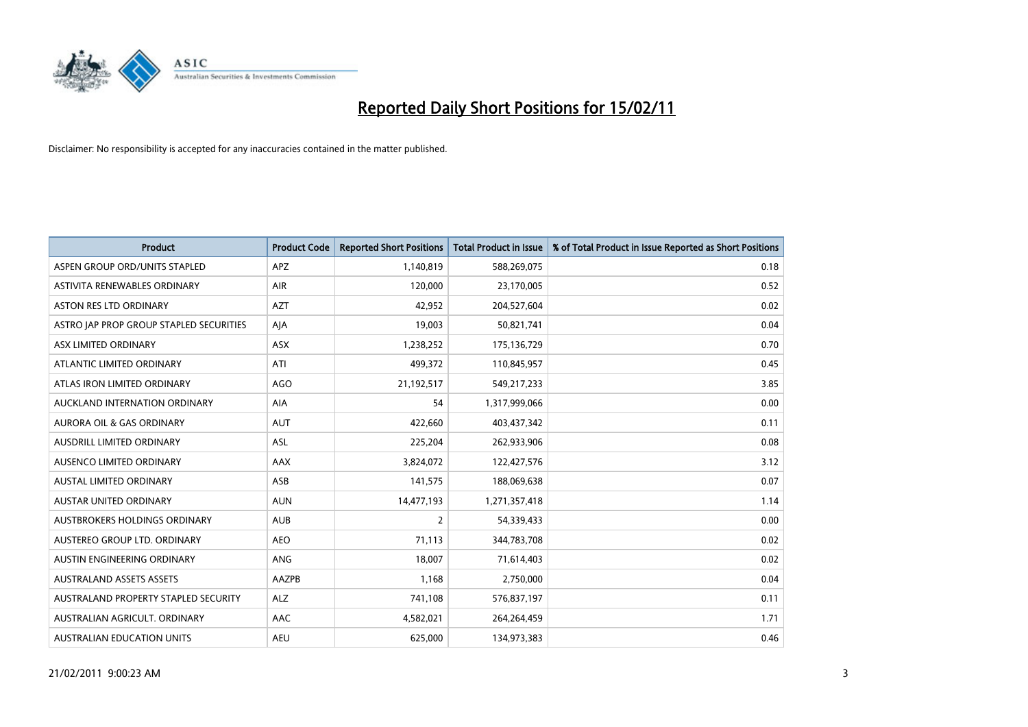# Reported Daily Short Positions for 15/02/11

Disclaimer: No responsibility is accepted for any inaccuracies contained in the matter published.

| Product | Product Code | Reported Short Positions | Total Product in Issue | % of Total Product in Issue Reported as Short Positions |
|---|---|---|---|---|
| ASPEN GROUP ORD/UNITS STAPLED | APZ | 1,140,819 | 588,269,075 | 0.18 |
| ASTIVITA RENEWABLES ORDINARY | AIR | 120,000 | 23,170,005 | 0.52 |
| ASTON RES LTD ORDINARY | AZT | 42,952 | 204,527,604 | 0.02 |
| ASTRO JAP PROP GROUP STAPLED SECURITIES | AJA | 19,003 | 50,821,741 | 0.04 |
| ASX LIMITED ORDINARY | ASX | 1,238,252 | 175,136,729 | 0.70 |
| ATLANTIC LIMITED ORDINARY | ATI | 499,372 | 110,845,957 | 0.45 |
| ATLAS IRON LIMITED ORDINARY | AGO | 21,192,517 | 549,217,233 | 3.85 |
| AUCKLAND INTERNATION ORDINARY | AIA | 54 | 1,317,999,066 | 0.00 |
| AURORA OIL & GAS ORDINARY | AUT | 422,660 | 403,437,342 | 0.11 |
| AUSDRILL LIMITED ORDINARY | ASL | 225,204 | 262,933,906 | 0.08 |
| AUSENCO LIMITED ORDINARY | AAX | 3,824,072 | 122,427,576 | 3.12 |
| AUSTAL LIMITED ORDINARY | ASB | 141,575 | 188,069,638 | 0.07 |
| AUSTAR UNITED ORDINARY | AUN | 14,477,193 | 1,271,357,418 | 1.14 |
| AUSTBROKERS HOLDINGS ORDINARY | AUB | 2 | 54,339,433 | 0.00 |
| AUSTEREO GROUP LTD. ORDINARY | AEO | 71,113 | 344,783,708 | 0.02 |
| AUSTIN ENGINEERING ORDINARY | ANG | 18,007 | 71,614,403 | 0.02 |
| AUSTRALAND ASSETS ASSETS | AAZPB | 1,168 | 2,750,000 | 0.04 |
| AUSTRALAND PROPERTY STAPLED SECURITY | ALZ | 741,108 | 576,837,197 | 0.11 |
| AUSTRALIAN AGRICULT. ORDINARY | AAC | 4,582,021 | 264,264,459 | 1.71 |
| AUSTRALIAN EDUCATION UNITS | AEU | 625,000 | 134,973,383 | 0.46 |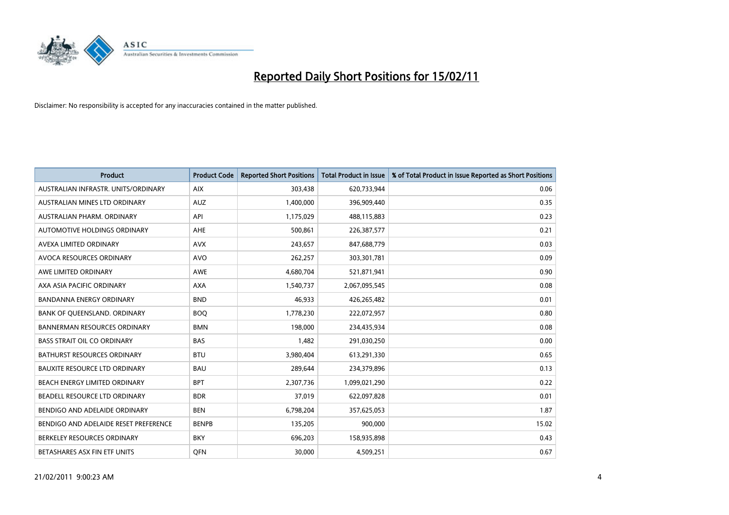# Reported Daily Short Positions for 15/02/11

Disclaimer: No responsibility is accepted for any inaccuracies contained in the matter published.

| Product | Product Code | Reported Short Positions | Total Product in Issue | % of Total Product in Issue Reported as Short Positions |
|---|---|---|---|---|
| AUSTRALIAN INFRASTR. UNITS/ORDINARY | AIX | 303,438 | 620,733,944 | 0.06 |
| AUSTRALIAN MINES LTD ORDINARY | AUZ | 1,400,000 | 396,909,440 | 0.35 |
| AUSTRALIAN PHARM. ORDINARY | API | 1,175,029 | 488,115,883 | 0.23 |
| AUTOMOTIVE HOLDINGS ORDINARY | AHE | 500,861 | 226,387,577 | 0.21 |
| AVEXA LIMITED ORDINARY | AVX | 243,657 | 847,688,779 | 0.03 |
| AVOCA RESOURCES ORDINARY | AVO | 262,257 | 303,301,781 | 0.09 |
| AWE LIMITED ORDINARY | AWE | 4,680,704 | 521,871,941 | 0.90 |
| AXA ASIA PACIFIC ORDINARY | AXA | 1,540,737 | 2,067,095,545 | 0.08 |
| BANDANNA ENERGY ORDINARY | BND | 46,933 | 426,265,482 | 0.01 |
| BANK OF QUEENSLAND. ORDINARY | BOQ | 1,778,230 | 222,072,957 | 0.80 |
| BANNERMAN RESOURCES ORDINARY | BMN | 198,000 | 234,435,934 | 0.08 |
| BASS STRAIT OIL CO ORDINARY | BAS | 1,482 | 291,030,250 | 0.00 |
| BATHURST RESOURCES ORDINARY | BTU | 3,980,404 | 613,291,330 | 0.65 |
| BAUXITE RESOURCE LTD ORDINARY | BAU | 289,644 | 234,379,896 | 0.13 |
| BEACH ENERGY LIMITED ORDINARY | BPT | 2,307,736 | 1,099,021,290 | 0.22 |
| BEADELL RESOURCE LTD ORDINARY | BDR | 37,019 | 622,097,828 | 0.01 |
| BENDIGO AND ADELAIDE ORDINARY | BEN | 6,798,204 | 357,625,053 | 1.87 |
| BENDIGO AND ADELAIDE RESET PREFERENCE | BENPB | 135,205 | 900,000 | 15.02 |
| BERKELEY RESOURCES ORDINARY | BKY | 696,203 | 158,935,898 | 0.43 |
| BETASHARES ASX FIN ETF UNITS | QFN | 30,000 | 4,509,251 | 0.67 |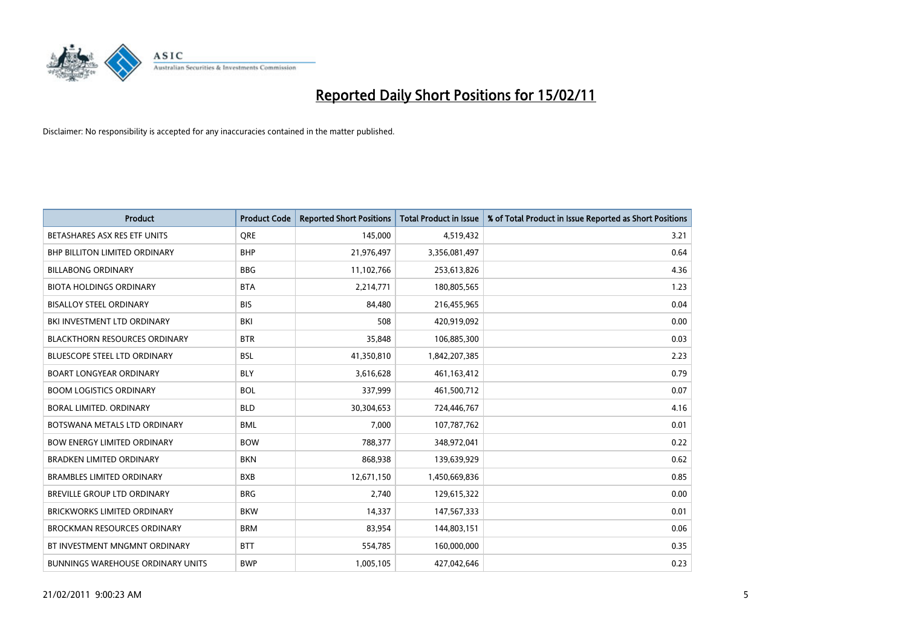# Reported Daily Short Positions for 15/02/11

Disclaimer: No responsibility is accepted for any inaccuracies contained in the matter published.

| Product | Product Code | Reported Short Positions | Total Product in Issue | % of Total Product in Issue Reported as Short Positions |
|---|---|---|---|---|
| BETASHARES ASX RES ETF UNITS | QRE | 145,000 | 4,519,432 | 3.21 |
| BHP BILLITON LIMITED ORDINARY | BHP | 21,976,497 | 3,356,081,497 | 0.64 |
| BILLABONG ORDINARY | BBG | 11,102,766 | 253,613,826 | 4.36 |
| BIOTA HOLDINGS ORDINARY | BTA | 2,214,771 | 180,805,565 | 1.23 |
| BISALLOY STEEL ORDINARY | BIS | 84,480 | 216,455,965 | 0.04 |
| BKI INVESTMENT LTD ORDINARY | BKI | 508 | 420,919,092 | 0.00 |
| BLACKTHORN RESOURCES ORDINARY | BTR | 35,848 | 106,885,300 | 0.03 |
| BLUESCOPE STEEL LTD ORDINARY | BSL | 41,350,810 | 1,842,207,385 | 2.23 |
| BOART LONGYEAR ORDINARY | BLY | 3,616,628 | 461,163,412 | 0.79 |
| BOOM LOGISTICS ORDINARY | BOL | 337,999 | 461,500,712 | 0.07 |
| BORAL LIMITED. ORDINARY | BLD | 30,304,653 | 724,446,767 | 4.16 |
| BOTSWANA METALS LTD ORDINARY | BML | 7,000 | 107,787,762 | 0.01 |
| BOW ENERGY LIMITED ORDINARY | BOW | 788,377 | 348,972,041 | 0.22 |
| BRADKEN LIMITED ORDINARY | BKN | 868,938 | 139,639,929 | 0.62 |
| BRAMBLES LIMITED ORDINARY | BXB | 12,671,150 | 1,450,669,836 | 0.85 |
| BREVILLE GROUP LTD ORDINARY | BRG | 2,740 | 129,615,322 | 0.00 |
| BRICKWORKS LIMITED ORDINARY | BKW | 14,337 | 147,567,333 | 0.01 |
| BROCKMAN RESOURCES ORDINARY | BRM | 83,954 | 144,803,151 | 0.06 |
| BT INVESTMENT MNGMNT ORDINARY | BTT | 554,785 | 160,000,000 | 0.35 |
| BUNNINGS WAREHOUSE ORDINARY UNITS | BWP | 1,005,105 | 427,042,646 | 0.23 |

21/02/2011 9:00:23 AM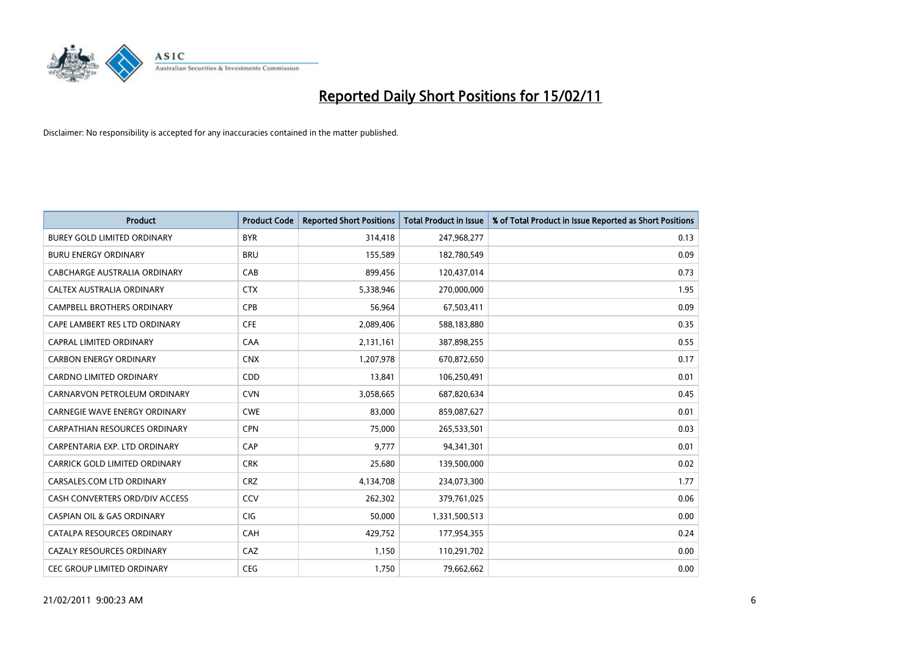# Reported Daily Short Positions for 15/02/11

Disclaimer: No responsibility is accepted for any inaccuracies contained in the matter published.

| Product | Product Code | Reported Short Positions | Total Product in Issue | % of Total Product in Issue Reported as Short Positions |
|---|---|---|---|---|
| BUREY GOLD LIMITED ORDINARY | BYR | 314,418 | 247,968,277 | 0.13 |
| BURU ENERGY ORDINARY | BRU | 155,589 | 182,780,549 | 0.09 |
| CABCHARGE AUSTRALIA ORDINARY | CAB | 899,456 | 120,437,014 | 0.73 |
| CALTEX AUSTRALIA ORDINARY | CTX | 5,338,946 | 270,000,000 | 1.95 |
| CAMPBELL BROTHERS ORDINARY | CPB | 56,964 | 67,503,411 | 0.09 |
| CAPE LAMBERT RES LTD ORDINARY | CFE | 2,089,406 | 588,183,880 | 0.35 |
| CAPRAL LIMITED ORDINARY | CAA | 2,131,161 | 387,898,255 | 0.55 |
| CARBON ENERGY ORDINARY | CNX | 1,207,978 | 670,872,650 | 0.17 |
| CARDNO LIMITED ORDINARY | CDD | 13,841 | 106,250,491 | 0.01 |
| CARNARVON PETROLEUM ORDINARY | CVN | 3,058,665 | 687,820,634 | 0.45 |
| CARNEGIE WAVE ENERGY ORDINARY | CWE | 83,000 | 859,087,627 | 0.01 |
| CARPATHIAN RESOURCES ORDINARY | CPN | 75,000 | 265,533,501 | 0.03 |
| CARPENTARIA EXP. LTD ORDINARY | CAP | 9,777 | 94,341,301 | 0.01 |
| CARRICK GOLD LIMITED ORDINARY | CRK | 25,680 | 139,500,000 | 0.02 |
| CARSALES.COM LTD ORDINARY | CRZ | 4,134,708 | 234,073,300 | 1.77 |
| CASH CONVERTERS ORD/DIV ACCESS | CCV | 262,302 | 379,761,025 | 0.06 |
| CASPIAN OIL & GAS ORDINARY | CIG | 50,000 | 1,331,500,513 | 0.00 |
| CATALPA RESOURCES ORDINARY | CAH | 429,752 | 177,954,355 | 0.24 |
| CAZALY RESOURCES ORDINARY | CAZ | 1,150 | 110,291,702 | 0.00 |
| CEC GROUP LIMITED ORDINARY | CEG | 1,750 | 79,662,662 | 0.00 |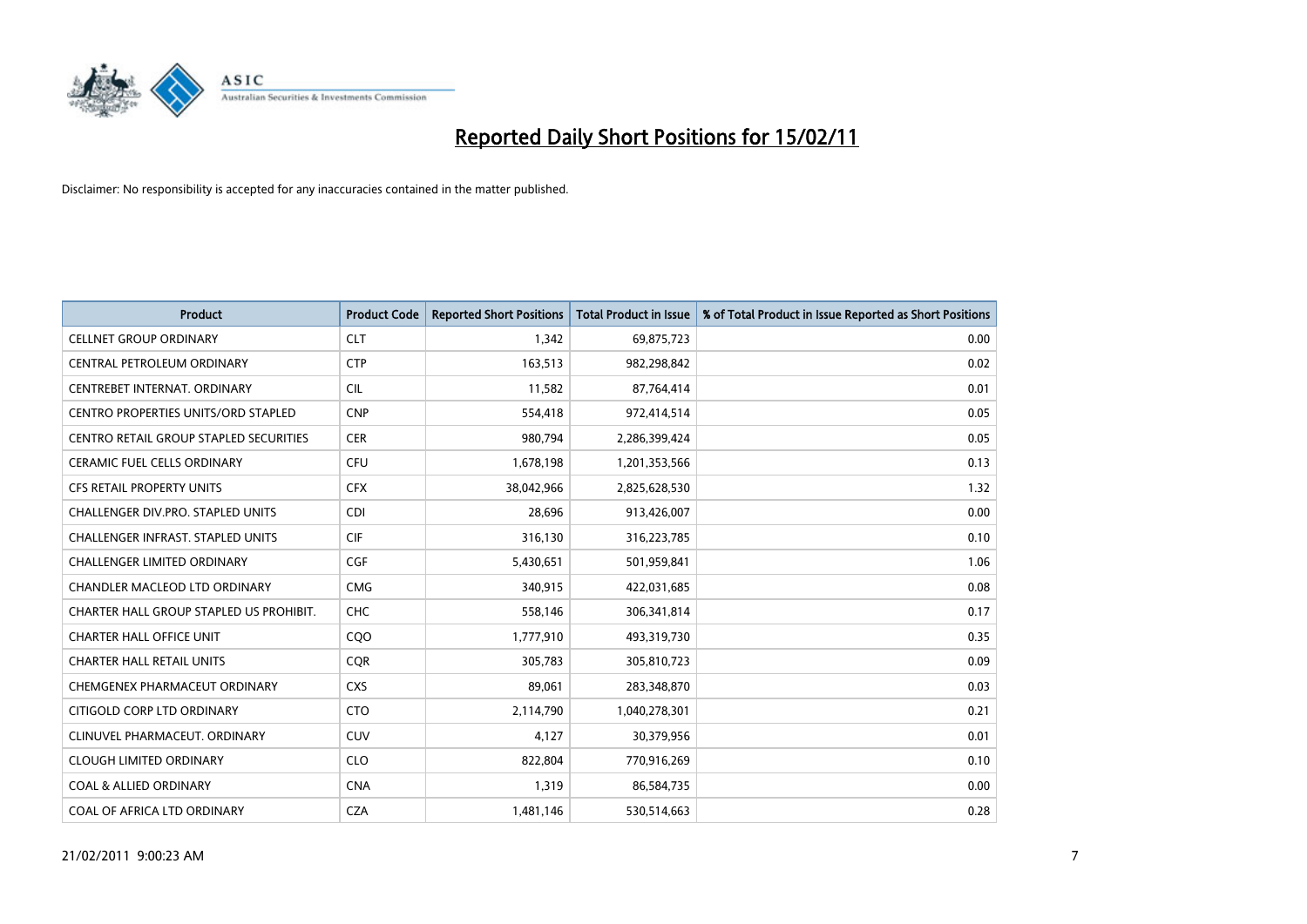# Reported Daily Short Positions for 15/02/11

Disclaimer: No responsibility is accepted for any inaccuracies contained in the matter published.

| Product | Product Code | Reported Short Positions | Total Product in Issue | % of Total Product in Issue Reported as Short Positions |
|---|---|---|---|---|
| CELLNET GROUP ORDINARY | CLT | 1,342 | 69,875,723 | 0.00 |
| CENTRAL PETROLEUM ORDINARY | CTP | 163,513 | 982,298,842 | 0.02 |
| CENTREBET INTERNAT. ORDINARY | CIL | 11,582 | 87,764,414 | 0.01 |
| CENTRO PROPERTIES UNITS/ORD STAPLED | CNP | 554,418 | 972,414,514 | 0.05 |
| CENTRO RETAIL GROUP STAPLED SECURITIES | CER | 980,794 | 2,286,399,424 | 0.05 |
| CERAMIC FUEL CELLS ORDINARY | CFU | 1,678,198 | 1,201,353,566 | 0.13 |
| CFS RETAIL PROPERTY UNITS | CFX | 38,042,966 | 2,825,628,530 | 1.32 |
| CHALLENGER DIV.PRO. STAPLED UNITS | CDI | 28,696 | 913,426,007 | 0.00 |
| CHALLENGER INFRAST. STAPLED UNITS | CIF | 316,130 | 316,223,785 | 0.10 |
| CHALLENGER LIMITED ORDINARY | CGF | 5,430,651 | 501,959,841 | 1.06 |
| CHANDLER MACLEOD LTD ORDINARY | CMG | 340,915 | 422,031,685 | 0.08 |
| CHARTER HALL GROUP STAPLED US PROHIBIT. | CHC | 558,146 | 306,341,814 | 0.17 |
| CHARTER HALL OFFICE UNIT | CQO | 1,777,910 | 493,319,730 | 0.35 |
| CHARTER HALL RETAIL UNITS | CQR | 305,783 | 305,810,723 | 0.09 |
| CHEMGENEX PHARMACEUT ORDINARY | CXS | 89,061 | 283,348,870 | 0.03 |
| CITIGOLD CORP LTD ORDINARY | CTO | 2,114,790 | 1,040,278,301 | 0.21 |
| CLINUVEL PHARMACEUT. ORDINARY | CUV | 4,127 | 30,379,956 | 0.01 |
| CLOUGH LIMITED ORDINARY | CLO | 822,804 | 770,916,269 | 0.10 |
| COAL & ALLIED ORDINARY | CNA | 1,319 | 86,584,735 | 0.00 |
| COAL OF AFRICA LTD ORDINARY | CZA | 1,481,146 | 530,514,663 | 0.28 |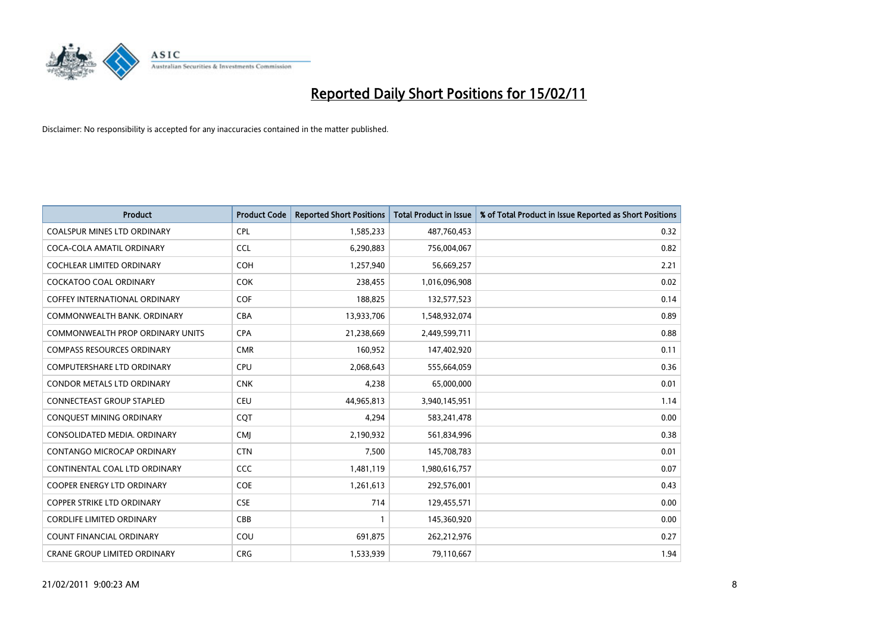# Reported Daily Short Positions for 15/02/11

Disclaimer: No responsibility is accepted for any inaccuracies contained in the matter published.

| Product | Product Code | Reported Short Positions | Total Product in Issue | % of Total Product in Issue Reported as Short Positions |
|---|---|---|---|---|
| COALSPUR MINES LTD ORDINARY | CPL | 1,585,233 | 487,760,453 | 0.32 |
| COCA-COLA AMATIL ORDINARY | CCL | 6,290,883 | 756,004,067 | 0.82 |
| COCHLEAR LIMITED ORDINARY | COH | 1,257,940 | 56,669,257 | 2.21 |
| COCKATOO COAL ORDINARY | COK | 238,455 | 1,016,096,908 | 0.02 |
| COFFEY INTERNATIONAL ORDINARY | COF | 188,825 | 132,577,523 | 0.14 |
| COMMONWEALTH BANK. ORDINARY | CBA | 13,933,706 | 1,548,932,074 | 0.89 |
| COMMONWEALTH PROP ORDINARY UNITS | CPA | 21,238,669 | 2,449,599,711 | 0.88 |
| COMPASS RESOURCES ORDINARY | CMR | 160,952 | 147,402,920 | 0.11 |
| COMPUTERSHARE LTD ORDINARY | CPU | 2,068,643 | 555,664,059 | 0.36 |
| CONDOR METALS LTD ORDINARY | CNK | 4,238 | 65,000,000 | 0.01 |
| CONNECTEAST GROUP STAPLED | CEU | 44,965,813 | 3,940,145,951 | 1.14 |
| CONQUEST MINING ORDINARY | CQT | 4,294 | 583,241,478 | 0.00 |
| CONSOLIDATED MEDIA. ORDINARY | CMJ | 2,190,932 | 561,834,996 | 0.38 |
| CONTANGO MICROCAP ORDINARY | CTN | 7,500 | 145,708,783 | 0.01 |
| CONTINENTAL COAL LTD ORDINARY | CCC | 1,481,119 | 1,980,616,757 | 0.07 |
| COOPER ENERGY LTD ORDINARY | COE | 1,261,613 | 292,576,001 | 0.43 |
| COPPER STRIKE LTD ORDINARY | CSE | 714 | 129,455,571 | 0.00 |
| CORDLIFE LIMITED ORDINARY | CBB | 1 | 145,360,920 | 0.00 |
| COUNT FINANCIAL ORDINARY | COU | 691,875 | 262,212,976 | 0.27 |
| CRANE GROUP LIMITED ORDINARY | CRG | 1,533,939 | 79,110,667 | 1.94 |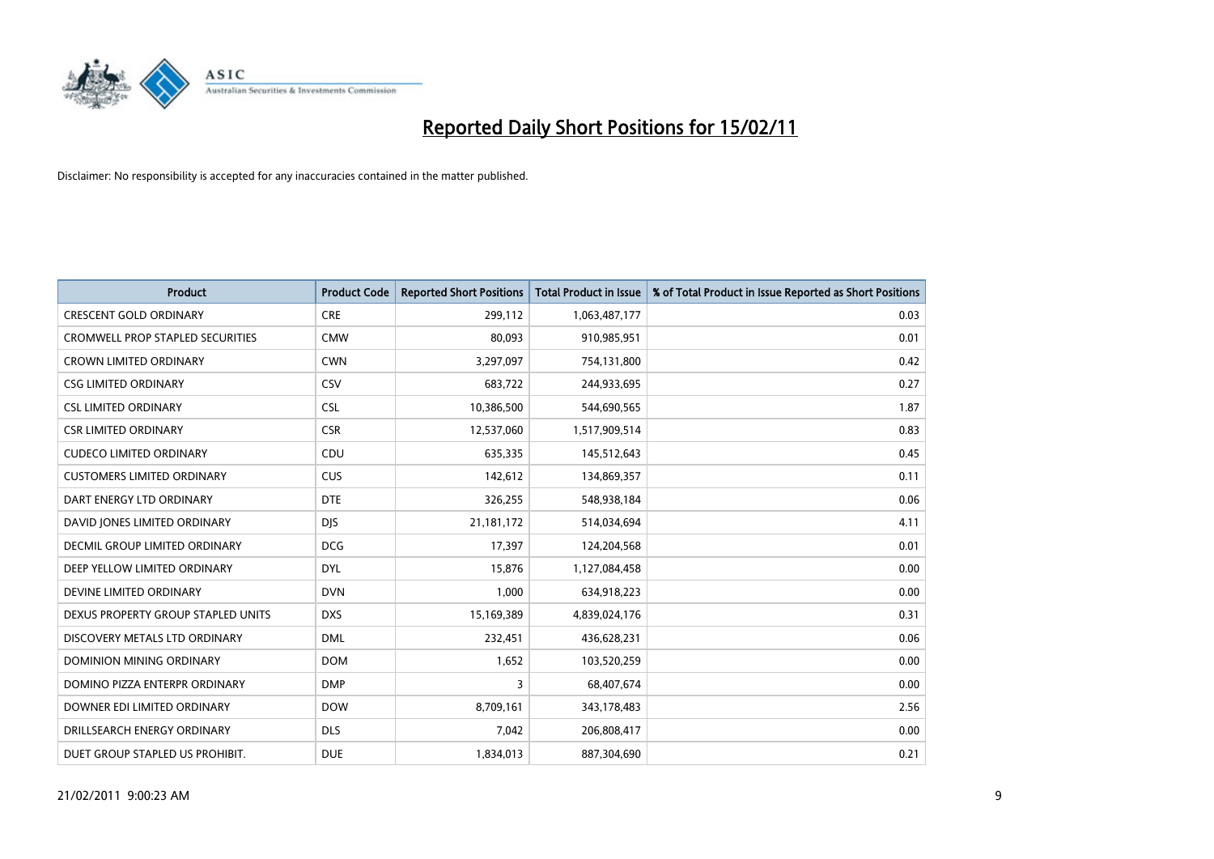# Reported Daily Short Positions for 15/02/11

Disclaimer: No responsibility is accepted for any inaccuracies contained in the matter published.

| Product | Product Code | Reported Short Positions | Total Product in Issue | % of Total Product in Issue Reported as Short Positions |
|---|---|---|---|---|
| CRESCENT GOLD ORDINARY | CRE | 299,112 | 1,063,487,177 | 0.03 |
| CROMWELL PROP STAPLED SECURITIES | CMW | 80,093 | 910,985,951 | 0.01 |
| CROWN LIMITED ORDINARY | CWN | 3,297,097 | 754,131,800 | 0.42 |
| CSG LIMITED ORDINARY | CSV | 683,722 | 244,933,695 | 0.27 |
| CSL LIMITED ORDINARY | CSL | 10,386,500 | 544,690,565 | 1.87 |
| CSR LIMITED ORDINARY | CSR | 12,537,060 | 1,517,909,514 | 0.83 |
| CUDECO LIMITED ORDINARY | CDU | 635,335 | 145,512,643 | 0.45 |
| CUSTOMERS LIMITED ORDINARY | CUS | 142,612 | 134,869,357 | 0.11 |
| DART ENERGY LTD ORDINARY | DTE | 326,255 | 548,938,184 | 0.06 |
| DAVID JONES LIMITED ORDINARY | DJS | 21,181,172 | 514,034,694 | 4.11 |
| DECMIL GROUP LIMITED ORDINARY | DCG | 17,397 | 124,204,568 | 0.01 |
| DEEP YELLOW LIMITED ORDINARY | DYL | 15,876 | 1,127,084,458 | 0.00 |
| DEVINE LIMITED ORDINARY | DVN | 1,000 | 634,918,223 | 0.00 |
| DEXUS PROPERTY GROUP STAPLED UNITS | DXS | 15,169,389 | 4,839,024,176 | 0.31 |
| DISCOVERY METALS LTD ORDINARY | DML | 232,451 | 436,628,231 | 0.06 |
| DOMINION MINING ORDINARY | DOM | 1,652 | 103,520,259 | 0.00 |
| DOMINO PIZZA ENTERPR ORDINARY | DMP | 3 | 68,407,674 | 0.00 |
| DOWNER EDI LIMITED ORDINARY | DOW | 8,709,161 | 343,178,483 | 2.56 |
| DRILLSEARCH ENERGY ORDINARY | DLS | 7,042 | 206,808,417 | 0.00 |
| DUET GROUP STAPLED US PROHIBIT. | DUE | 1,834,013 | 887,304,690 | 0.21 |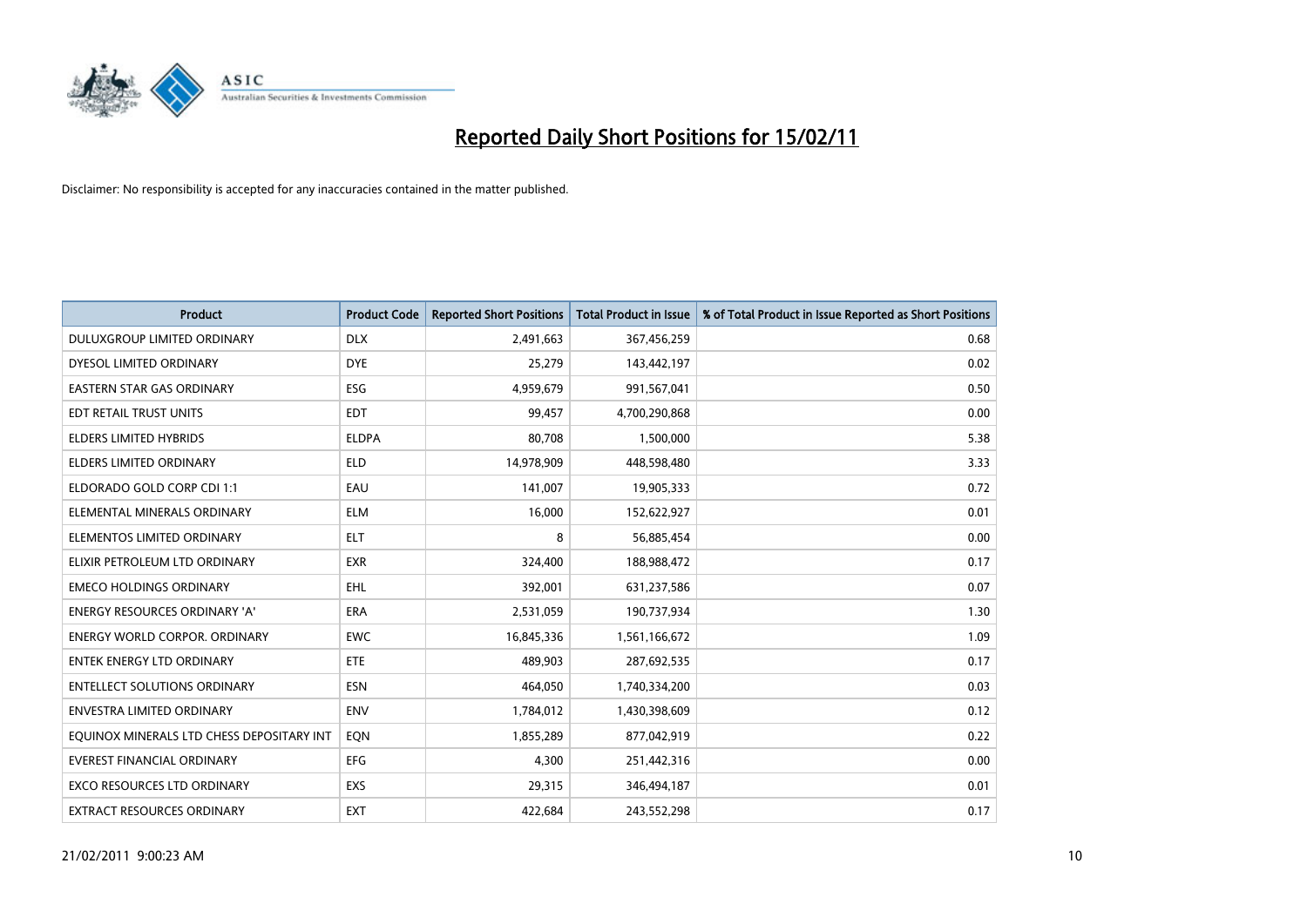# Reported Daily Short Positions for 15/02/11

Disclaimer: No responsibility is accepted for any inaccuracies contained in the matter published.

| Product | Product Code | Reported Short Positions | Total Product in Issue | % of Total Product in Issue Reported as Short Positions |
|---|---|---|---|---|
| DULUXGROUP LIMITED ORDINARY | DLX | 2,491,663 | 367,456,259 | 0.68 |
| DYESOL LIMITED ORDINARY | DYE | 25,279 | 143,442,197 | 0.02 |
| EASTERN STAR GAS ORDINARY | ESG | 4,959,679 | 991,567,041 | 0.50 |
| EDT RETAIL TRUST UNITS | EDT | 99,457 | 4,700,290,868 | 0.00 |
| ELDERS LIMITED HYBRIDS | ELDPA | 80,708 | 1,500,000 | 5.38 |
| ELDERS LIMITED ORDINARY | ELD | 14,978,909 | 448,598,480 | 3.33 |
| ELDORADO GOLD CORP CDI 1:1 | EAU | 141,007 | 19,905,333 | 0.72 |
| ELEMENTAL MINERALS ORDINARY | ELM | 16,000 | 152,622,927 | 0.01 |
| ELEMENTOS LIMITED ORDINARY | ELT | 8 | 56,885,454 | 0.00 |
| ELIXIR PETROLEUM LTD ORDINARY | EXR | 324,400 | 188,988,472 | 0.17 |
| EMECO HOLDINGS ORDINARY | EHL | 392,001 | 631,237,586 | 0.07 |
| ENERGY RESOURCES ORDINARY 'A' | ERA | 2,531,059 | 190,737,934 | 1.30 |
| ENERGY WORLD CORPOR. ORDINARY | EWC | 16,845,336 | 1,561,166,672 | 1.09 |
| ENTEK ENERGY LTD ORDINARY | ETE | 489,903 | 287,692,535 | 0.17 |
| ENTELLECT SOLUTIONS ORDINARY | ESN | 464,050 | 1,740,334,200 | 0.03 |
| ENVESTRA LIMITED ORDINARY | ENV | 1,784,012 | 1,430,398,609 | 0.12 |
| EQUINOX MINERALS LTD CHESS DEPOSITARY INT | EQN | 1,855,289 | 877,042,919 | 0.22 |
| EVEREST FINANCIAL ORDINARY | EFG | 4,300 | 251,442,316 | 0.00 |
| EXCO RESOURCES LTD ORDINARY | EXS | 29,315 | 346,494,187 | 0.01 |
| EXTRACT RESOURCES ORDINARY | EXT | 422,684 | 243,552,298 | 0.17 |

21/02/2011 9:00:23 AM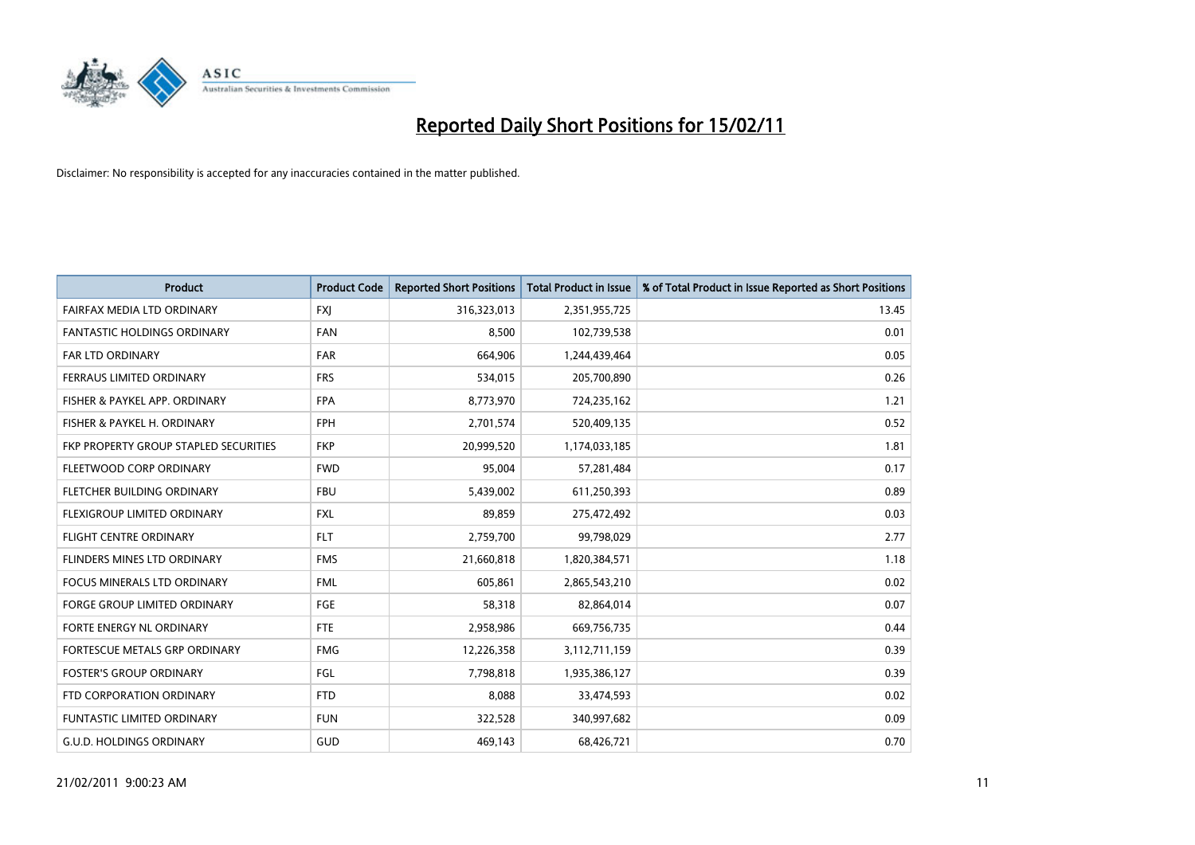# Reported Daily Short Positions for 15/02/11

Disclaimer: No responsibility is accepted for any inaccuracies contained in the matter published.

| Product | Product Code | Reported Short Positions | Total Product in Issue | % of Total Product in Issue Reported as Short Positions |
|---|---|---|---|---|
| FAIRFAX MEDIA LTD ORDINARY | FXJ | 316,323,013 | 2,351,955,725 | 13.45 |
| FANTASTIC HOLDINGS ORDINARY | FAN | 8,500 | 102,739,538 | 0.01 |
| FAR LTD ORDINARY | FAR | 664,906 | 1,244,439,464 | 0.05 |
| FERRAUS LIMITED ORDINARY | FRS | 534,015 | 205,700,890 | 0.26 |
| FISHER & PAYKEL APP. ORDINARY | FPA | 8,773,970 | 724,235,162 | 1.21 |
| FISHER & PAYKEL H. ORDINARY | FPH | 2,701,574 | 520,409,135 | 0.52 |
| FKP PROPERTY GROUP STAPLED SECURITIES | FKP | 20,999,520 | 1,174,033,185 | 1.81 |
| FLEETWOOD CORP ORDINARY | FWD | 95,004 | 57,281,484 | 0.17 |
| FLETCHER BUILDING ORDINARY | FBU | 5,439,002 | 611,250,393 | 0.89 |
| FLEXIGROUP LIMITED ORDINARY | FXL | 89,859 | 275,472,492 | 0.03 |
| FLIGHT CENTRE ORDINARY | FLT | 2,759,700 | 99,798,029 | 2.77 |
| FLINDERS MINES LTD ORDINARY | FMS | 21,660,818 | 1,820,384,571 | 1.18 |
| FOCUS MINERALS LTD ORDINARY | FML | 605,861 | 2,865,543,210 | 0.02 |
| FORGE GROUP LIMITED ORDINARY | FGE | 58,318 | 82,864,014 | 0.07 |
| FORTE ENERGY NL ORDINARY | FTE | 2,958,986 | 669,756,735 | 0.44 |
| FORTESCUE METALS GRP ORDINARY | FMG | 12,226,358 | 3,112,711,159 | 0.39 |
| FOSTER'S GROUP ORDINARY | FGL | 7,798,818 | 1,935,386,127 | 0.39 |
| FTD CORPORATION ORDINARY | FTD | 8,088 | 33,474,593 | 0.02 |
| FUNTASTIC LIMITED ORDINARY | FUN | 322,528 | 340,997,682 | 0.09 |
| G.U.D. HOLDINGS ORDINARY | GUD | 469,143 | 68,426,721 | 0.70 |

21/02/2011 9:00:23 AM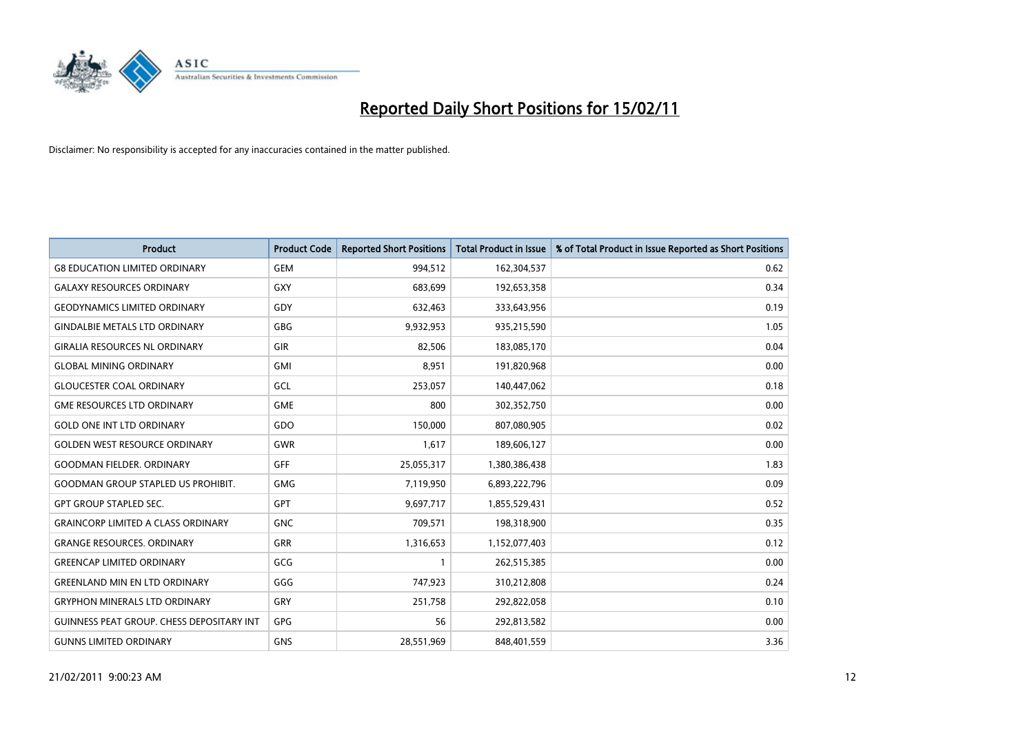# Reported Daily Short Positions for 15/02/11

Disclaimer: No responsibility is accepted for any inaccuracies contained in the matter published.

| Product | Product Code | Reported Short Positions | Total Product in Issue | % of Total Product in Issue Reported as Short Positions |
|---|---|---|---|---|
| G8 EDUCATION LIMITED ORDINARY | GEM | 994,512 | 162,304,537 | 0.62 |
| GALAXY RESOURCES ORDINARY | GXY | 683,699 | 192,653,358 | 0.34 |
| GEODYNAMICS LIMITED ORDINARY | GDY | 632,463 | 333,643,956 | 0.19 |
| GINDALBIE METALS LTD ORDINARY | GBG | 9,932,953 | 935,215,590 | 1.05 |
| GIRALIA RESOURCES NL ORDINARY | GIR | 82,506 | 183,085,170 | 0.04 |
| GLOBAL MINING ORDINARY | GMI | 8,951 | 191,820,968 | 0.00 |
| GLOUCESTER COAL ORDINARY | GCL | 253,057 | 140,447,062 | 0.18 |
| GME RESOURCES LTD ORDINARY | GME | 800 | 302,352,750 | 0.00 |
| GOLD ONE INT LTD ORDINARY | GDO | 150,000 | 807,080,905 | 0.02 |
| GOLDEN WEST RESOURCE ORDINARY | GWR | 1,617 | 189,606,127 | 0.00 |
| GOODMAN FIELDER. ORDINARY | GFF | 25,055,317 | 1,380,386,438 | 1.83 |
| GOODMAN GROUP STAPLED US PROHIBIT. | GMG | 7,119,950 | 6,893,222,796 | 0.09 |
| GPT GROUP STAPLED SEC. | GPT | 9,697,717 | 1,855,529,431 | 0.52 |
| GRAINCORP LIMITED A CLASS ORDINARY | GNC | 709,571 | 198,318,900 | 0.35 |
| GRANGE RESOURCES. ORDINARY | GRR | 1,316,653 | 1,152,077,403 | 0.12 |
| GREENCAP LIMITED ORDINARY | GCG | 1 | 262,515,385 | 0.00 |
| GREENLAND MIN EN LTD ORDINARY | GGG | 747,923 | 310,212,808 | 0.24 |
| GRYPHON MINERALS LTD ORDINARY | GRY | 251,758 | 292,822,058 | 0.10 |
| GUINNESS PEAT GROUP. CHESS DEPOSITARY INT | GPG | 56 | 292,813,582 | 0.00 |
| GUNNS LIMITED ORDINARY | GNS | 28,551,969 | 848,401,559 | 3.36 |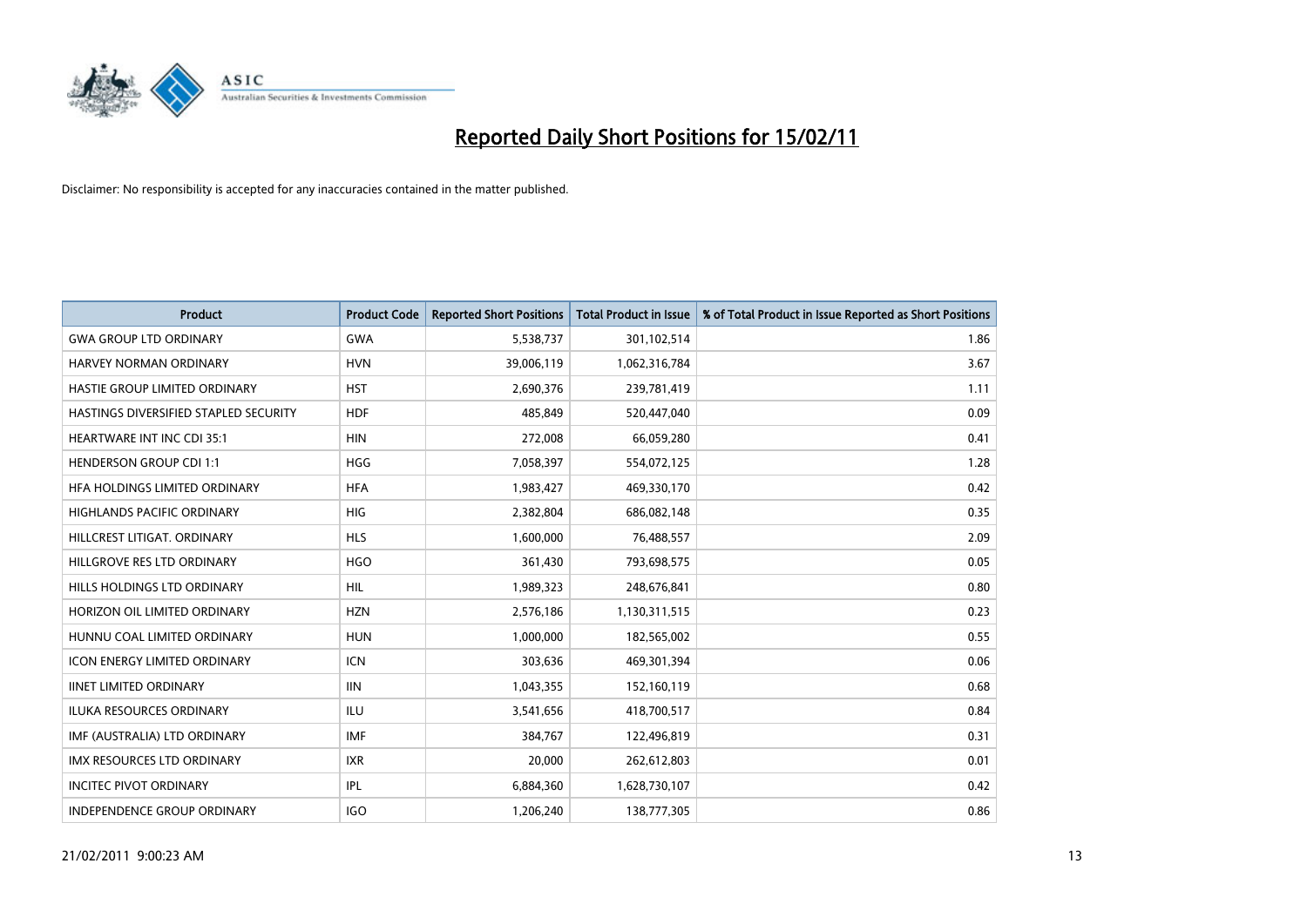# Reported Daily Short Positions for 15/02/11

Disclaimer: No responsibility is accepted for any inaccuracies contained in the matter published.

| Product | Product Code | Reported Short Positions | Total Product in Issue | % of Total Product in Issue Reported as Short Positions |
|---|---|---|---|---|
| GWA GROUP LTD ORDINARY | GWA | 5,538,737 | 301,102,514 | 1.86 |
| HARVEY NORMAN ORDINARY | HVN | 39,006,119 | 1,062,316,784 | 3.67 |
| HASTIE GROUP LIMITED ORDINARY | HST | 2,690,376 | 239,781,419 | 1.11 |
| HASTINGS DIVERSIFIED STAPLED SECURITY | HDF | 485,849 | 520,447,040 | 0.09 |
| HEARTWARE INT INC CDI 35:1 | HIN | 272,008 | 66,059,280 | 0.41 |
| HENDERSON GROUP CDI 1:1 | HGG | 7,058,397 | 554,072,125 | 1.28 |
| HFA HOLDINGS LIMITED ORDINARY | HFA | 1,983,427 | 469,330,170 | 0.42 |
| HIGHLANDS PACIFIC ORDINARY | HIG | 2,382,804 | 686,082,148 | 0.35 |
| HILLCREST LITIGAT. ORDINARY | HLS | 1,600,000 | 76,488,557 | 2.09 |
| HILLGROVE RES LTD ORDINARY | HGO | 361,430 | 793,698,575 | 0.05 |
| HILLS HOLDINGS LTD ORDINARY | HIL | 1,989,323 | 248,676,841 | 0.80 |
| HORIZON OIL LIMITED ORDINARY | HZN | 2,576,186 | 1,130,311,515 | 0.23 |
| HUNNU COAL LIMITED ORDINARY | HUN | 1,000,000 | 182,565,002 | 0.55 |
| ICON ENERGY LIMITED ORDINARY | ICN | 303,636 | 469,301,394 | 0.06 |
| IINET LIMITED ORDINARY | IIN | 1,043,355 | 152,160,119 | 0.68 |
| ILUKA RESOURCES ORDINARY | ILU | 3,541,656 | 418,700,517 | 0.84 |
| IMF (AUSTRALIA) LTD ORDINARY | IMF | 384,767 | 122,496,819 | 0.31 |
| IMX RESOURCES LTD ORDINARY | IXR | 20,000 | 262,612,803 | 0.01 |
| INCITEC PIVOT ORDINARY | IPL | 6,884,360 | 1,628,730,107 | 0.42 |
| INDEPENDENCE GROUP ORDINARY | IGO | 1,206,240 | 138,777,305 | 0.86 |

21/02/2011 9:00:23 AM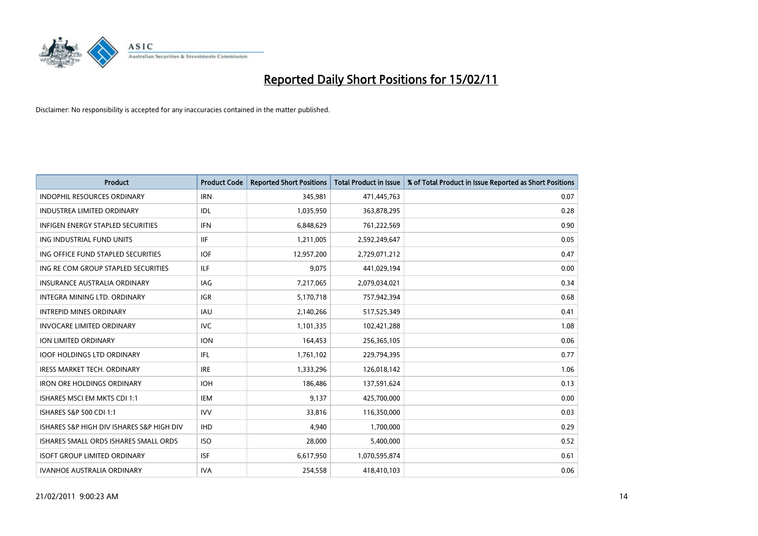# Reported Daily Short Positions for 15/02/11

Disclaimer: No responsibility is accepted for any inaccuracies contained in the matter published.

| Product | Product Code | Reported Short Positions | Total Product in Issue | % of Total Product in Issue Reported as Short Positions |
|---|---|---|---|---|
| INDOPHIL RESOURCES ORDINARY | IRN | 345,981 | 471,445,763 | 0.07 |
| INDUSTREA LIMITED ORDINARY | IDL | 1,035,950 | 363,878,295 | 0.28 |
| INFIGEN ENERGY STAPLED SECURITIES | IFN | 6,848,629 | 761,222,569 | 0.90 |
| ING INDUSTRIAL FUND UNITS | IIF | 1,211,005 | 2,592,249,647 | 0.05 |
| ING OFFICE FUND STAPLED SECURITIES | IOF | 12,957,200 | 2,729,071,212 | 0.47 |
| ING RE COM GROUP STAPLED SECURITIES | ILF | 9,075 | 441,029,194 | 0.00 |
| INSURANCE AUSTRALIA ORDINARY | IAG | 7,217,065 | 2,079,034,021 | 0.34 |
| INTEGRA MINING LTD. ORDINARY | IGR | 5,170,718 | 757,942,394 | 0.68 |
| INTREPID MINES ORDINARY | IAU | 2,140,266 | 517,525,349 | 0.41 |
| INVOCARE LIMITED ORDINARY | IVC | 1,101,335 | 102,421,288 | 1.08 |
| ION LIMITED ORDINARY | ION | 164,453 | 256,365,105 | 0.06 |
| IOOF HOLDINGS LTD ORDINARY | IFL | 1,761,102 | 229,794,395 | 0.77 |
| IRESS MARKET TECH. ORDINARY | IRE | 1,333,296 | 126,018,142 | 1.06 |
| IRON ORE HOLDINGS ORDINARY | IOH | 186,486 | 137,591,624 | 0.13 |
| ISHARES MSCI EM MKTS CDI 1:1 | IEM | 9,137 | 425,700,000 | 0.00 |
| ISHARES S&P 500 CDI 1:1 | IVV | 33,816 | 116,350,000 | 0.03 |
| ISHARES S&P HIGH DIV ISHARES S&P HIGH DIV | IHD | 4,940 | 1,700,000 | 0.29 |
| ISHARES SMALL ORDS ISHARES SMALL ORDS | ISO | 28,000 | 5,400,000 | 0.52 |
| ISOFT GROUP LIMITED ORDINARY | ISF | 6,617,950 | 1,070,595,874 | 0.61 |
| IVANHOE AUSTRALIA ORDINARY | IVA | 254,558 | 418,410,103 | 0.06 |

21/02/2011 9:00:23 AM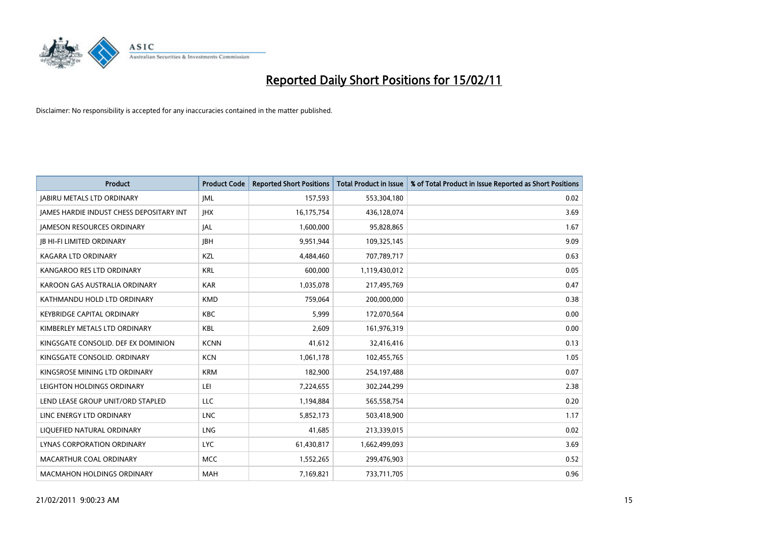# Reported Daily Short Positions for 15/02/11

Disclaimer: No responsibility is accepted for any inaccuracies contained in the matter published.

| Product | Product Code | Reported Short Positions | Total Product in Issue | % of Total Product in Issue Reported as Short Positions |
|---|---|---|---|---|
| JABIRU METALS LTD ORDINARY | JML | 157,593 | 553,304,180 | 0.02 |
| JAMES HARDIE INDUST CHESS DEPOSITARY INT | JHX | 16,175,754 | 436,128,074 | 3.69 |
| JAMESON RESOURCES ORDINARY | JAL | 1,600,000 | 95,828,865 | 1.67 |
| JB HI-FI LIMITED ORDINARY | JBH | 9,951,944 | 109,325,145 | 9.09 |
| KAGARA LTD ORDINARY | KZL | 4,484,460 | 707,789,717 | 0.63 |
| KANGAROO RES LTD ORDINARY | KRL | 600,000 | 1,119,430,012 | 0.05 |
| KAROON GAS AUSTRALIA ORDINARY | KAR | 1,035,078 | 217,495,769 | 0.47 |
| KATHMANDU HOLD LTD ORDINARY | KMD | 759,064 | 200,000,000 | 0.38 |
| KEYBRIDGE CAPITAL ORDINARY | KBC | 5,999 | 172,070,564 | 0.00 |
| KIMBERLEY METALS LTD ORDINARY | KBL | 2,609 | 161,976,319 | 0.00 |
| KINGSGATE CONSOLID. DEF EX DOMINION | KCNN | 41,612 | 32,416,416 | 0.13 |
| KINGSGATE CONSOLID. ORDINARY | KCN | 1,061,178 | 102,455,765 | 1.05 |
| KINGSROSE MINING LTD ORDINARY | KRM | 182,900 | 254,197,488 | 0.07 |
| LEIGHTON HOLDINGS ORDINARY | LEI | 7,224,655 | 302,244,299 | 2.38 |
| LEND LEASE GROUP UNIT/ORD STAPLED | LLC | 1,194,884 | 565,558,754 | 0.20 |
| LINC ENERGY LTD ORDINARY | LNC | 5,852,173 | 503,418,900 | 1.17 |
| LIQUEFIED NATURAL ORDINARY | LNG | 41,685 | 213,339,015 | 0.02 |
| LYNAS CORPORATION ORDINARY | LYC | 61,430,817 | 1,662,499,093 | 3.69 |
| MACARTHUR COAL ORDINARY | MCC | 1,552,265 | 299,476,903 | 0.52 |
| MACMAHON HOLDINGS ORDINARY | MAH | 7,169,821 | 733,711,705 | 0.96 |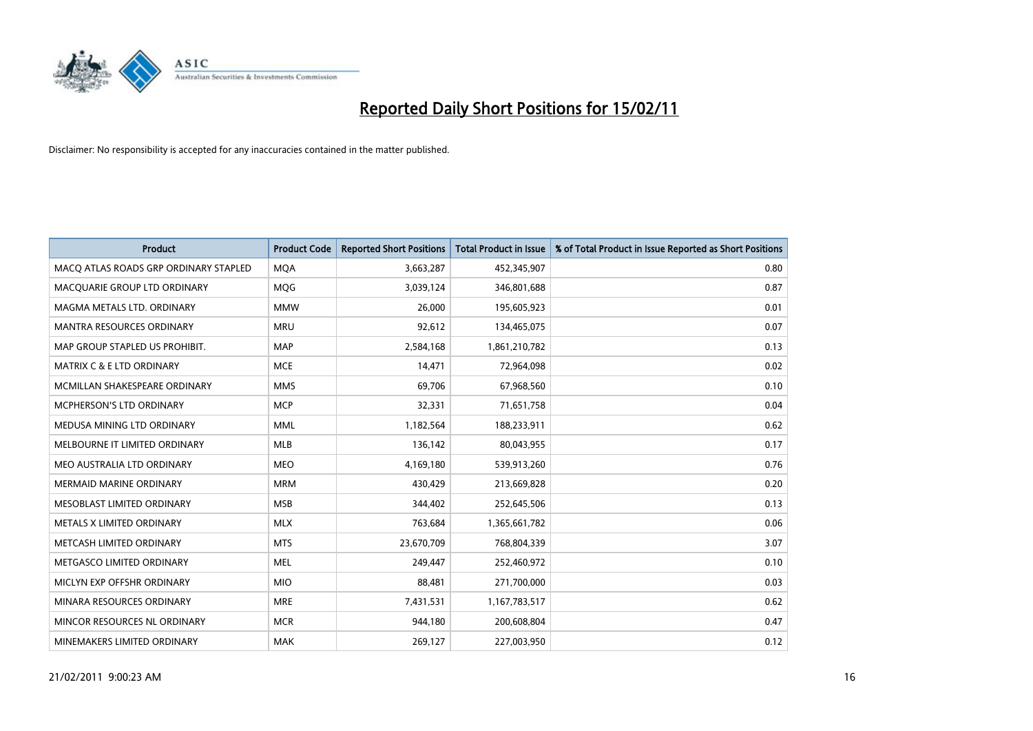# Reported Daily Short Positions for 15/02/11

Disclaimer: No responsibility is accepted for any inaccuracies contained in the matter published.

| Product | Product Code | Reported Short Positions | Total Product in Issue | % of Total Product in Issue Reported as Short Positions |
|---|---|---|---|---|
| MACQ ATLAS ROADS GRP ORDINARY STAPLED | MQA | 3,663,287 | 452,345,907 | 0.80 |
| MACQUARIE GROUP LTD ORDINARY | MQG | 3,039,124 | 346,801,688 | 0.87 |
| MAGMA METALS LTD. ORDINARY | MMW | 26,000 | 195,605,923 | 0.01 |
| MANTRA RESOURCES ORDINARY | MRU | 92,612 | 134,465,075 | 0.07 |
| MAP GROUP STAPLED US PROHIBIT. | MAP | 2,584,168 | 1,861,210,782 | 0.13 |
| MATRIX C & E LTD ORDINARY | MCE | 14,471 | 72,964,098 | 0.02 |
| MCMILLAN SHAKESPEARE ORDINARY | MMS | 69,706 | 67,968,560 | 0.10 |
| MCPHERSON'S LTD ORDINARY | MCP | 32,331 | 71,651,758 | 0.04 |
| MEDUSA MINING LTD ORDINARY | MML | 1,182,564 | 188,233,911 | 0.62 |
| MELBOURNE IT LIMITED ORDINARY | MLB | 136,142 | 80,043,955 | 0.17 |
| MEO AUSTRALIA LTD ORDINARY | MEO | 4,169,180 | 539,913,260 | 0.76 |
| MERMAID MARINE ORDINARY | MRM | 430,429 | 213,669,828 | 0.20 |
| MESOBLAST LIMITED ORDINARY | MSB | 344,402 | 252,645,506 | 0.13 |
| METALS X LIMITED ORDINARY | MLX | 763,684 | 1,365,661,782 | 0.06 |
| METCASH LIMITED ORDINARY | MTS | 23,670,709 | 768,804,339 | 3.07 |
| METGASCO LIMITED ORDINARY | MEL | 249,447 | 252,460,972 | 0.10 |
| MICLYN EXP OFFSHR ORDINARY | MIO | 88,481 | 271,700,000 | 0.03 |
| MINARA RESOURCES ORDINARY | MRE | 7,431,531 | 1,167,783,517 | 0.62 |
| MINCOR RESOURCES NL ORDINARY | MCR | 944,180 | 200,608,804 | 0.47 |
| MINEMAKERS LIMITED ORDINARY | MAK | 269,127 | 227,003,950 | 0.12 |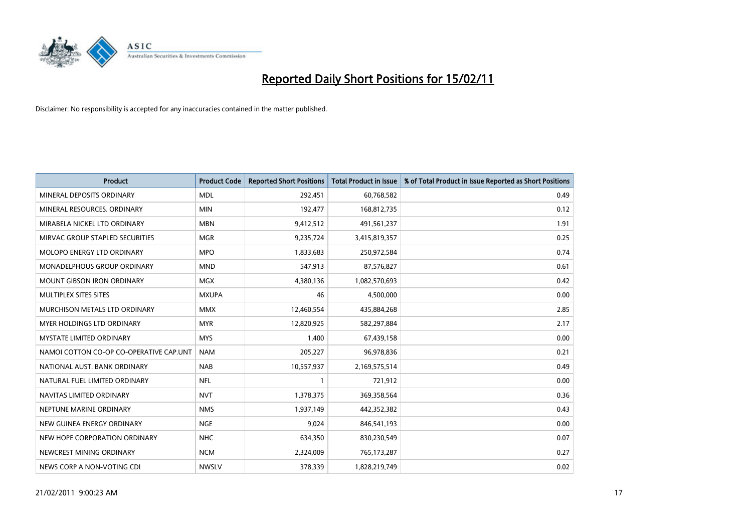# Reported Daily Short Positions for 15/02/11

Disclaimer: No responsibility is accepted for any inaccuracies contained in the matter published.

| Product | Product Code | Reported Short Positions | Total Product in Issue | % of Total Product in Issue Reported as Short Positions |
|---|---|---|---|---|
| MINERAL DEPOSITS ORDINARY | MDL | 292,451 | 60,768,582 | 0.49 |
| MINERAL RESOURCES. ORDINARY | MIN | 192,477 | 168,812,735 | 0.12 |
| MIRABELA NICKEL LTD ORDINARY | MBN | 9,412,512 | 491,561,237 | 1.91 |
| MIRVAC GROUP STAPLED SECURITIES | MGR | 9,235,724 | 3,415,819,357 | 0.25 |
| MOLOPO ENERGY LTD ORDINARY | MPO | 1,833,683 | 250,972,584 | 0.74 |
| MONADELPHOUS GROUP ORDINARY | MND | 547,913 | 87,576,827 | 0.61 |
| MOUNT GIBSON IRON ORDINARY | MGX | 4,380,136 | 1,082,570,693 | 0.42 |
| MULTIPLEX SITES SITES | MXUPA | 46 | 4,500,000 | 0.00 |
| MURCHISON METALS LTD ORDINARY | MMX | 12,460,554 | 435,884,268 | 2.85 |
| MYER HOLDINGS LTD ORDINARY | MYR | 12,820,925 | 582,297,884 | 2.17 |
| MYSTATE LIMITED ORDINARY | MYS | 1,400 | 67,439,158 | 0.00 |
| NAMOI COTTON CO-OP CO-OPERATIVE CAP.UNT | NAM | 205,227 | 96,978,836 | 0.21 |
| NATIONAL AUST. BANK ORDINARY | NAB | 10,557,937 | 2,169,575,514 | 0.49 |
| NATURAL FUEL LIMITED ORDINARY | NFL | 1 | 721,912 | 0.00 |
| NAVITAS LIMITED ORDINARY | NVT | 1,378,375 | 369,358,564 | 0.36 |
| NEPTUNE MARINE ORDINARY | NMS | 1,937,149 | 442,352,382 | 0.43 |
| NEW GUINEA ENERGY ORDINARY | NGE | 9,024 | 846,541,193 | 0.00 |
| NEW HOPE CORPORATION ORDINARY | NHC | 634,350 | 830,230,549 | 0.07 |
| NEWCREST MINING ORDINARY | NCM | 2,324,009 | 765,173,287 | 0.27 |
| NEWS CORP A NON-VOTING CDI | NWSLV | 378,339 | 1,828,219,749 | 0.02 |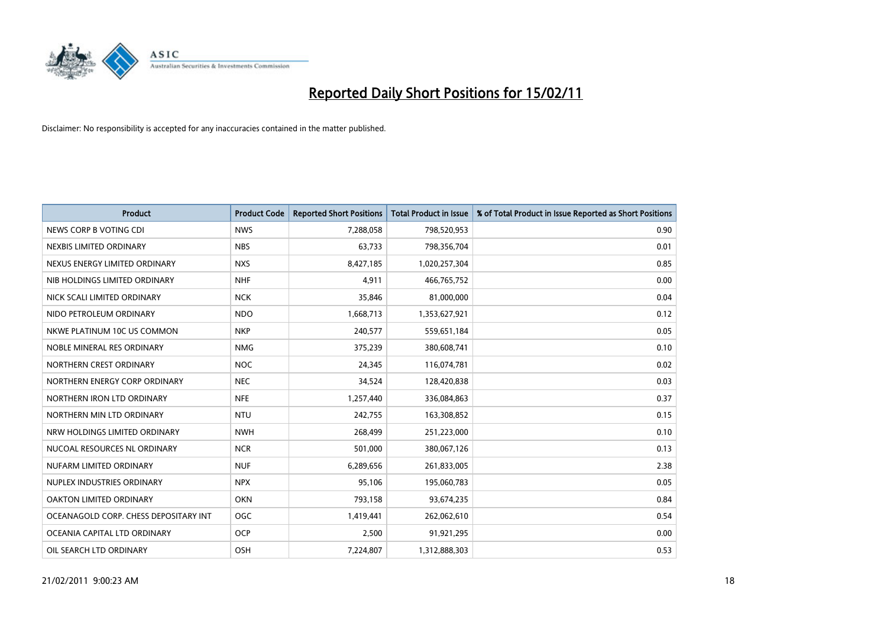# Reported Daily Short Positions for 15/02/11

Disclaimer: No responsibility is accepted for any inaccuracies contained in the matter published.

| Product | Product Code | Reported Short Positions | Total Product in Issue | % of Total Product in Issue Reported as Short Positions |
|---|---|---|---|---|
| NEWS CORP B VOTING CDI | NWS | 7,288,058 | 798,520,953 | 0.90 |
| NEXBIS LIMITED ORDINARY | NBS | 63,733 | 798,356,704 | 0.01 |
| NEXUS ENERGY LIMITED ORDINARY | NXS | 8,427,185 | 1,020,257,304 | 0.85 |
| NIB HOLDINGS LIMITED ORDINARY | NHF | 4,911 | 466,765,752 | 0.00 |
| NICK SCALI LIMITED ORDINARY | NCK | 35,846 | 81,000,000 | 0.04 |
| NIDO PETROLEUM ORDINARY | NDO | 1,668,713 | 1,353,627,921 | 0.12 |
| NKWE PLATINUM 10C US COMMON | NKP | 240,577 | 559,651,184 | 0.05 |
| NOBLE MINERAL RES ORDINARY | NMG | 375,239 | 380,608,741 | 0.10 |
| NORTHERN CREST ORDINARY | NOC | 24,345 | 116,074,781 | 0.02 |
| NORTHERN ENERGY CORP ORDINARY | NEC | 34,524 | 128,420,838 | 0.03 |
| NORTHERN IRON LTD ORDINARY | NFE | 1,257,440 | 336,084,863 | 0.37 |
| NORTHERN MIN LTD ORDINARY | NTU | 242,755 | 163,308,852 | 0.15 |
| NRW HOLDINGS LIMITED ORDINARY | NWH | 268,499 | 251,223,000 | 0.10 |
| NUCOAL RESOURCES NL ORDINARY | NCR | 501,000 | 380,067,126 | 0.13 |
| NUFARM LIMITED ORDINARY | NUF | 6,289,656 | 261,833,005 | 2.38 |
| NUPLEX INDUSTRIES ORDINARY | NPX | 95,106 | 195,060,783 | 0.05 |
| OAKTON LIMITED ORDINARY | OKN | 793,158 | 93,674,235 | 0.84 |
| OCEANAGOLD CORP. CHESS DEPOSITARY INT | OGC | 1,419,441 | 262,062,610 | 0.54 |
| OCEANIA CAPITAL LTD ORDINARY | OCP | 2,500 | 91,921,295 | 0.00 |
| OIL SEARCH LTD ORDINARY | OSH | 7,224,807 | 1,312,888,303 | 0.53 |

21/02/2011 9:00:23 AM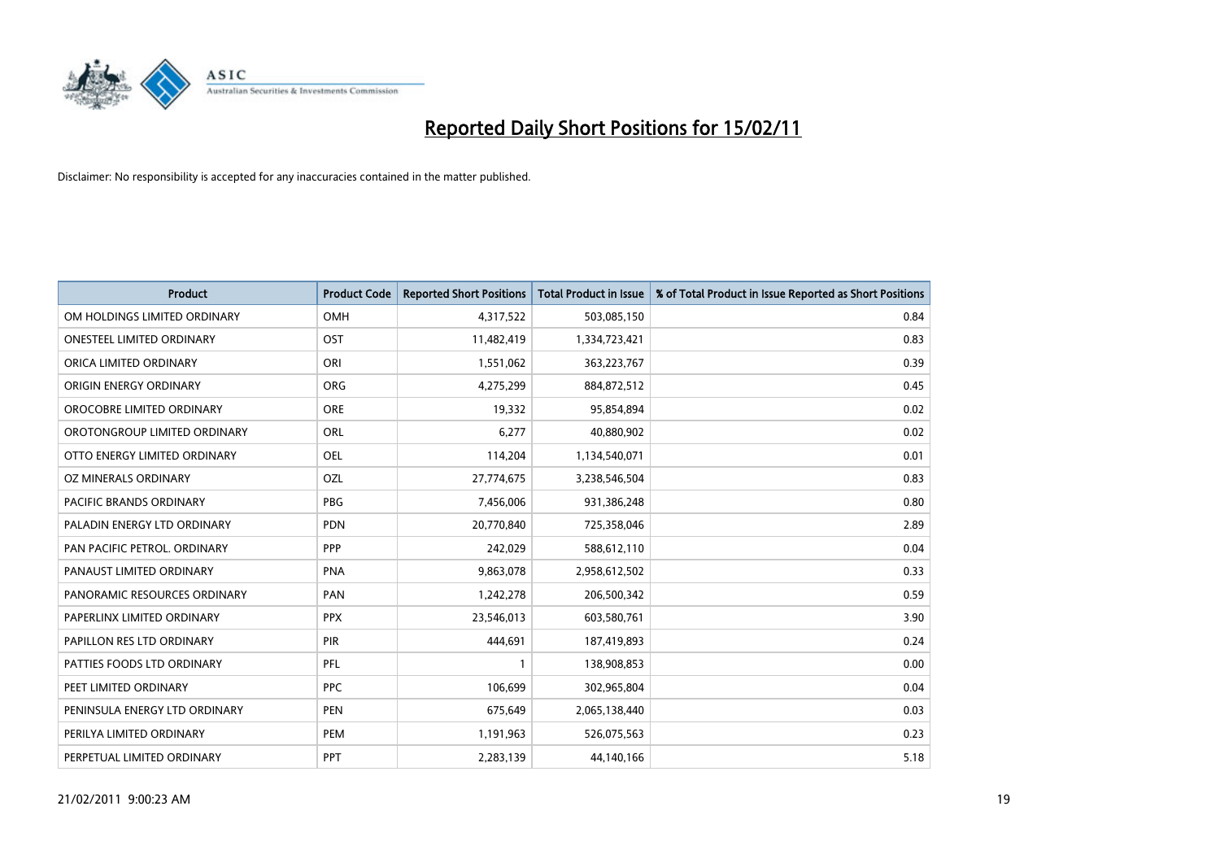# Reported Daily Short Positions for 15/02/11

Disclaimer: No responsibility is accepted for any inaccuracies contained in the matter published.

| Product | Product Code | Reported Short Positions | Total Product in Issue | % of Total Product in Issue Reported as Short Positions |
|---|---|---|---|---|
| OM HOLDINGS LIMITED ORDINARY | OMH | 4,317,522 | 503,085,150 | 0.84 |
| ONESTEEL LIMITED ORDINARY | OST | 11,482,419 | 1,334,723,421 | 0.83 |
| ORICA LIMITED ORDINARY | ORI | 1,551,062 | 363,223,767 | 0.39 |
| ORIGIN ENERGY ORDINARY | ORG | 4,275,299 | 884,872,512 | 0.45 |
| OROCOBRE LIMITED ORDINARY | ORE | 19,332 | 95,854,894 | 0.02 |
| OROTONGROUP LIMITED ORDINARY | ORL | 6,277 | 40,880,902 | 0.02 |
| OTTO ENERGY LIMITED ORDINARY | OEL | 114,204 | 1,134,540,071 | 0.01 |
| OZ MINERALS ORDINARY | OZL | 27,774,675 | 3,238,546,504 | 0.83 |
| PACIFIC BRANDS ORDINARY | PBG | 7,456,006 | 931,386,248 | 0.80 |
| PALADIN ENERGY LTD ORDINARY | PDN | 20,770,840 | 725,358,046 | 2.89 |
| PAN PACIFIC PETROL. ORDINARY | PPP | 242,029 | 588,612,110 | 0.04 |
| PANAUST LIMITED ORDINARY | PNA | 9,863,078 | 2,958,612,502 | 0.33 |
| PANORAMIC RESOURCES ORDINARY | PAN | 1,242,278 | 206,500,342 | 0.59 |
| PAPERLINX LIMITED ORDINARY | PPX | 23,546,013 | 603,580,761 | 3.90 |
| PAPILLON RES LTD ORDINARY | PIR | 444,691 | 187,419,893 | 0.24 |
| PATTIES FOODS LTD ORDINARY | PFL | 1 | 138,908,853 | 0.00 |
| PEET LIMITED ORDINARY | PPC | 106,699 | 302,965,804 | 0.04 |
| PENINSULA ENERGY LTD ORDINARY | PEN | 675,649 | 2,065,138,440 | 0.03 |
| PERILYA LIMITED ORDINARY | PEM | 1,191,963 | 526,075,563 | 0.23 |
| PERPETUAL LIMITED ORDINARY | PPT | 2,283,139 | 44,140,166 | 5.18 |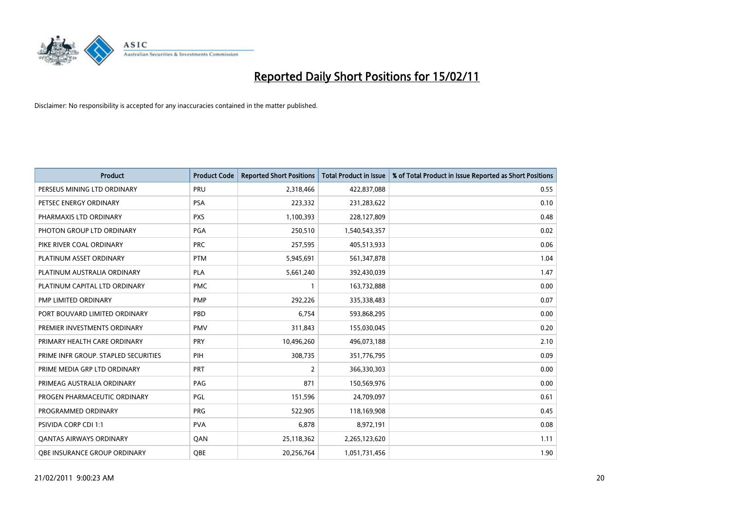# Reported Daily Short Positions for 15/02/11

Disclaimer: No responsibility is accepted for any inaccuracies contained in the matter published.

| Product | Product Code | Reported Short Positions | Total Product in Issue | % of Total Product in Issue Reported as Short Positions |
|---|---|---|---|---|
| PERSEUS MINING LTD ORDINARY | PRU | 2,318,466 | 422,837,088 | 0.55 |
| PETSEC ENERGY ORDINARY | PSA | 223,332 | 231,283,622 | 0.10 |
| PHARMAXIS LTD ORDINARY | PXS | 1,100,393 | 228,127,809 | 0.48 |
| PHOTON GROUP LTD ORDINARY | PGA | 250,510 | 1,540,543,357 | 0.02 |
| PIKE RIVER COAL ORDINARY | PRC | 257,595 | 405,513,933 | 0.06 |
| PLATINUM ASSET ORDINARY | PTM | 5,945,691 | 561,347,878 | 1.04 |
| PLATINUM AUSTRALIA ORDINARY | PLA | 5,661,240 | 392,430,039 | 1.47 |
| PLATINUM CAPITAL LTD ORDINARY | PMC | 1 | 163,732,888 | 0.00 |
| PMP LIMITED ORDINARY | PMP | 292,226 | 335,338,483 | 0.07 |
| PORT BOUVARD LIMITED ORDINARY | PBD | 6,754 | 593,868,295 | 0.00 |
| PREMIER INVESTMENTS ORDINARY | PMV | 311,843 | 155,030,045 | 0.20 |
| PRIMARY HEALTH CARE ORDINARY | PRY | 10,496,260 | 496,073,188 | 2.10 |
| PRIME INFR GROUP. STAPLED SECURITIES | PIH | 308,735 | 351,776,795 | 0.09 |
| PRIME MEDIA GRP LTD ORDINARY | PRT | 2 | 366,330,303 | 0.00 |
| PRIMEAG AUSTRALIA ORDINARY | PAG | 871 | 150,569,976 | 0.00 |
| PROGEN PHARMACEUTIC ORDINARY | PGL | 151,596 | 24,709,097 | 0.61 |
| PROGRAMMED ORDINARY | PRG | 522,905 | 118,169,908 | 0.45 |
| PSIVIDA CORP CDI 1:1 | PVA | 6,878 | 8,972,191 | 0.08 |
| QANTAS AIRWAYS ORDINARY | QAN | 25,118,362 | 2,265,123,620 | 1.11 |
| QBE INSURANCE GROUP ORDINARY | QBE | 20,256,764 | 1,051,731,456 | 1.90 |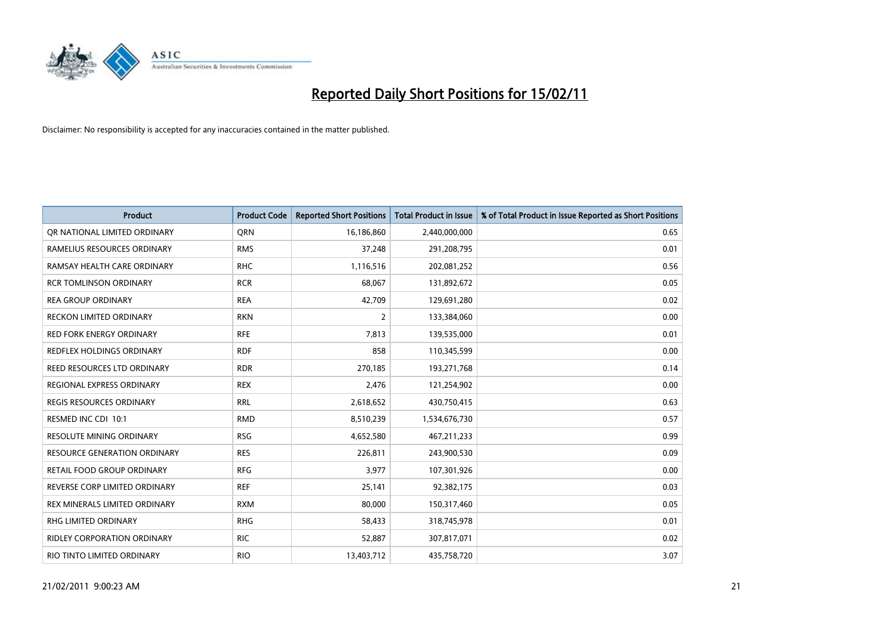# Reported Daily Short Positions for 15/02/11

Disclaimer: No responsibility is accepted for any inaccuracies contained in the matter published.

| Product | Product Code | Reported Short Positions | Total Product in Issue | % of Total Product in Issue Reported as Short Positions |
|---|---|---|---|---|
| QR NATIONAL LIMITED ORDINARY | QRN | 16,186,860 | 2,440,000,000 | 0.65 |
| RAMELIUS RESOURCES ORDINARY | RMS | 37,248 | 291,208,795 | 0.01 |
| RAMSAY HEALTH CARE ORDINARY | RHC | 1,116,516 | 202,081,252 | 0.56 |
| RCR TOMLINSON ORDINARY | RCR | 68,067 | 131,892,672 | 0.05 |
| REA GROUP ORDINARY | REA | 42,709 | 129,691,280 | 0.02 |
| RECKON LIMITED ORDINARY | RKN | 2 | 133,384,060 | 0.00 |
| RED FORK ENERGY ORDINARY | RFE | 7,813 | 139,535,000 | 0.01 |
| REDFLEX HOLDINGS ORDINARY | RDF | 858 | 110,345,599 | 0.00 |
| REED RESOURCES LTD ORDINARY | RDR | 270,185 | 193,271,768 | 0.14 |
| REGIONAL EXPRESS ORDINARY | REX | 2,476 | 121,254,902 | 0.00 |
| REGIS RESOURCES ORDINARY | RRL | 2,618,652 | 430,750,415 | 0.63 |
| RESMED INC CDI 10:1 | RMD | 8,510,239 | 1,534,676,730 | 0.57 |
| RESOLUTE MINING ORDINARY | RSG | 4,652,580 | 467,211,233 | 0.99 |
| RESOURCE GENERATION ORDINARY | RES | 226,811 | 243,900,530 | 0.09 |
| RETAIL FOOD GROUP ORDINARY | RFG | 3,977 | 107,301,926 | 0.00 |
| REVERSE CORP LIMITED ORDINARY | REF | 25,141 | 92,382,175 | 0.03 |
| REX MINERALS LIMITED ORDINARY | RXM | 80,000 | 150,317,460 | 0.05 |
| RHG LIMITED ORDINARY | RHG | 58,433 | 318,745,978 | 0.01 |
| RIDLEY CORPORATION ORDINARY | RIC | 52,887 | 307,817,071 | 0.02 |
| RIO TINTO LIMITED ORDINARY | RIO | 13,403,712 | 435,758,720 | 3.07 |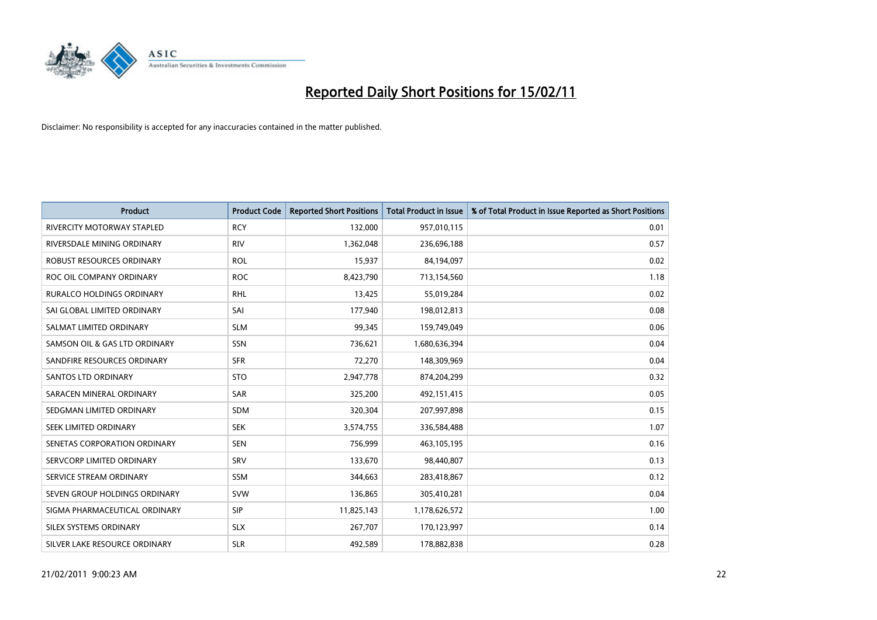# Reported Daily Short Positions for 15/02/11

Disclaimer: No responsibility is accepted for any inaccuracies contained in the matter published.

| Product | Product Code | Reported Short Positions | Total Product in Issue | % of Total Product in Issue Reported as Short Positions |
|---|---|---|---|---|
| RIVERCITY MOTORWAY STAPLED | RCY | 132,000 | 957,010,115 | 0.01 |
| RIVERSDALE MINING ORDINARY | RIV | 1,362,048 | 236,696,188 | 0.57 |
| ROBUST RESOURCES ORDINARY | ROL | 15,937 | 84,194,097 | 0.02 |
| ROC OIL COMPANY ORDINARY | ROC | 8,423,790 | 713,154,560 | 1.18 |
| RURALCO HOLDINGS ORDINARY | RHL | 13,425 | 55,019,284 | 0.02 |
| SAI GLOBAL LIMITED ORDINARY | SAI | 177,940 | 198,012,813 | 0.08 |
| SALMAT LIMITED ORDINARY | SLM | 99,345 | 159,749,049 | 0.06 |
| SAMSON OIL & GAS LTD ORDINARY | SSN | 736,621 | 1,680,636,394 | 0.04 |
| SANDFIRE RESOURCES ORDINARY | SFR | 72,270 | 148,309,969 | 0.04 |
| SANTOS LTD ORDINARY | STO | 2,947,778 | 874,204,299 | 0.32 |
| SARACEN MINERAL ORDINARY | SAR | 325,200 | 492,151,415 | 0.05 |
| SEDGMAN LIMITED ORDINARY | SDM | 320,304 | 207,997,898 | 0.15 |
| SEEK LIMITED ORDINARY | SEK | 3,574,755 | 336,584,488 | 1.07 |
| SENETAS CORPORATION ORDINARY | SEN | 756,999 | 463,105,195 | 0.16 |
| SERVCORP LIMITED ORDINARY | SRV | 133,670 | 98,440,807 | 0.13 |
| SERVICE STREAM ORDINARY | SSM | 344,663 | 283,418,867 | 0.12 |
| SEVEN GROUP HOLDINGS ORDINARY | SVW | 136,865 | 305,410,281 | 0.04 |
| SIGMA PHARMACEUTICAL ORDINARY | SIP | 11,825,143 | 1,178,626,572 | 1.00 |
| SILEX SYSTEMS ORDINARY | SLX | 267,707 | 170,123,997 | 0.14 |
| SILVER LAKE RESOURCE ORDINARY | SLR | 492,589 | 178,882,838 | 0.28 |

21/02/2011 9:00:23 AM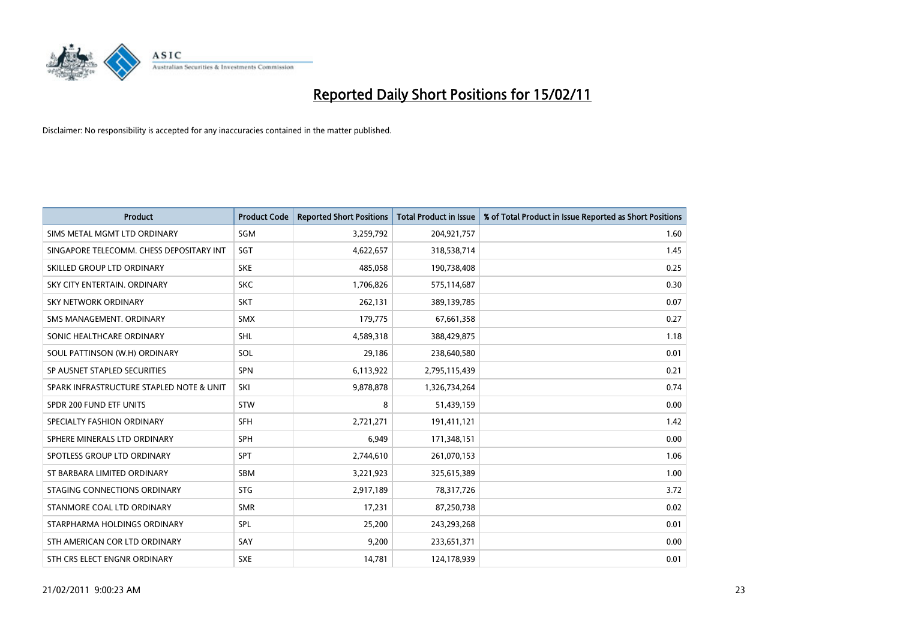# Reported Daily Short Positions for 15/02/11

Disclaimer: No responsibility is accepted for any inaccuracies contained in the matter published.

| Product | Product Code | Reported Short Positions | Total Product in Issue | % of Total Product in Issue Reported as Short Positions |
|---|---|---|---|---|
| SIMS METAL MGMT LTD ORDINARY | SGM | 3,259,792 | 204,921,757 | 1.60 |
| SINGAPORE TELECOMM. CHESS DEPOSITARY INT | SGT | 4,622,657 | 318,538,714 | 1.45 |
| SKILLED GROUP LTD ORDINARY | SKE | 485,058 | 190,738,408 | 0.25 |
| SKY CITY ENTERTAIN. ORDINARY | SKC | 1,706,826 | 575,114,687 | 0.30 |
| SKY NETWORK ORDINARY | SKT | 262,131 | 389,139,785 | 0.07 |
| SMS MANAGEMENT. ORDINARY | SMX | 179,775 | 67,661,358 | 0.27 |
| SONIC HEALTHCARE ORDINARY | SHL | 4,589,318 | 388,429,875 | 1.18 |
| SOUL PATTINSON (W.H) ORDINARY | SOL | 29,186 | 238,640,580 | 0.01 |
| SP AUSNET STAPLED SECURITIES | SPN | 6,113,922 | 2,795,115,439 | 0.21 |
| SPARK INFRASTRUCTURE STAPLED NOTE & UNIT | SKI | 9,878,878 | 1,326,734,264 | 0.74 |
| SPDR 200 FUND ETF UNITS | STW | 8 | 51,439,159 | 0.00 |
| SPECIALTY FASHION ORDINARY | SFH | 2,721,271 | 191,411,121 | 1.42 |
| SPHERE MINERALS LTD ORDINARY | SPH | 6,949 | 171,348,151 | 0.00 |
| SPOTLESS GROUP LTD ORDINARY | SPT | 2,744,610 | 261,070,153 | 1.06 |
| ST BARBARA LIMITED ORDINARY | SBM | 3,221,923 | 325,615,389 | 1.00 |
| STAGING CONNECTIONS ORDINARY | STG | 2,917,189 | 78,317,726 | 3.72 |
| STANMORE COAL LTD ORDINARY | SMR | 17,231 | 87,250,738 | 0.02 |
| STARPHARMA HOLDINGS ORDINARY | SPL | 25,200 | 243,293,268 | 0.01 |
| STH AMERICAN COR LTD ORDINARY | SAY | 9,200 | 233,651,371 | 0.00 |
| STH CRS ELECT ENGNR ORDINARY | SXE | 14,781 | 124,178,939 | 0.01 |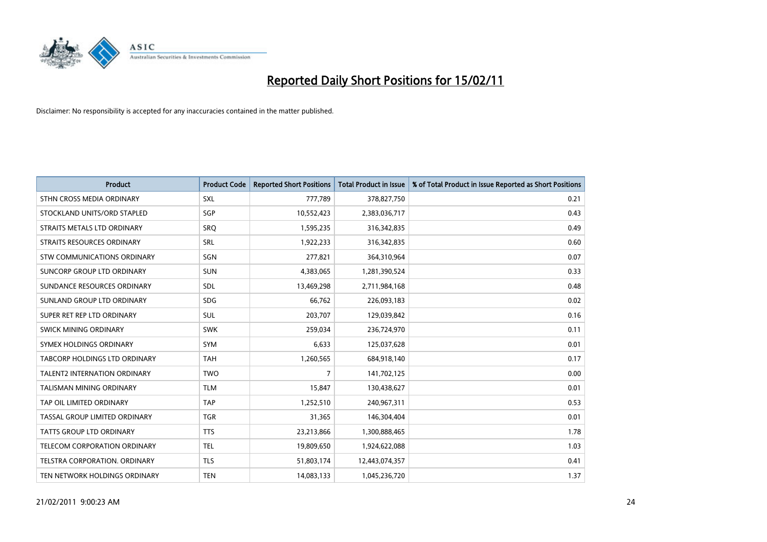# Reported Daily Short Positions for 15/02/11

Disclaimer: No responsibility is accepted for any inaccuracies contained in the matter published.

| Product | Product Code | Reported Short Positions | Total Product in Issue | % of Total Product in Issue Reported as Short Positions |
|---|---|---|---|---|
| STHN CROSS MEDIA ORDINARY | SXL | 777,789 | 378,827,750 | 0.21 |
| STOCKLAND UNITS/ORD STAPLED | SGP | 10,552,423 | 2,383,036,717 | 0.43 |
| STRAITS METALS LTD ORDINARY | SRQ | 1,595,235 | 316,342,835 | 0.49 |
| STRAITS RESOURCES ORDINARY | SRL | 1,922,233 | 316,342,835 | 0.60 |
| STW COMMUNICATIONS ORDINARY | SGN | 277,821 | 364,310,964 | 0.07 |
| SUNCORP GROUP LTD ORDINARY | SUN | 4,383,065 | 1,281,390,524 | 0.33 |
| SUNDANCE RESOURCES ORDINARY | SDL | 13,469,298 | 2,711,984,168 | 0.48 |
| SUNLAND GROUP LTD ORDINARY | SDG | 66,762 | 226,093,183 | 0.02 |
| SUPER RET REP LTD ORDINARY | SUL | 203,707 | 129,039,842 | 0.16 |
| SWICK MINING ORDINARY | SWK | 259,034 | 236,724,970 | 0.11 |
| SYMEX HOLDINGS ORDINARY | SYM | 6,633 | 125,037,628 | 0.01 |
| TABCORP HOLDINGS LTD ORDINARY | TAH | 1,260,565 | 684,918,140 | 0.17 |
| TALENT2 INTERNATION ORDINARY | TWO | 7 | 141,702,125 | 0.00 |
| TALISMAN MINING ORDINARY | TLM | 15,847 | 130,438,627 | 0.01 |
| TAP OIL LIMITED ORDINARY | TAP | 1,252,510 | 240,967,311 | 0.53 |
| TASSAL GROUP LIMITED ORDINARY | TGR | 31,365 | 146,304,404 | 0.01 |
| TATTS GROUP LTD ORDINARY | TTS | 23,213,866 | 1,300,888,465 | 1.78 |
| TELECOM CORPORATION ORDINARY | TEL | 19,809,650 | 1,924,622,088 | 1.03 |
| TELSTRA CORPORATION. ORDINARY | TLS | 51,803,174 | 12,443,074,357 | 0.41 |
| TEN NETWORK HOLDINGS ORDINARY | TEN | 14,083,133 | 1,045,236,720 | 1.37 |

21/02/2011 9:00:23 AM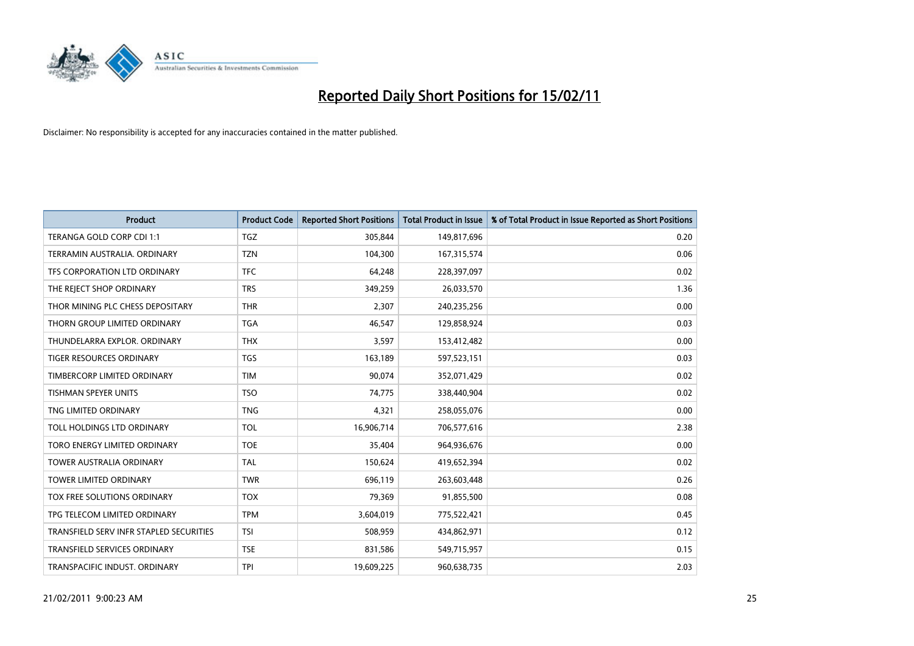# Reported Daily Short Positions for 15/02/11

Disclaimer: No responsibility is accepted for any inaccuracies contained in the matter published.

| Product | Product Code | Reported Short Positions | Total Product in Issue | % of Total Product in Issue Reported as Short Positions |
|---|---|---|---|---|
| TERANGA GOLD CORP CDI 1:1 | TGZ | 305,844 | 149,817,696 | 0.20 |
| TERRAMIN AUSTRALIA. ORDINARY | TZN | 104,300 | 167,315,574 | 0.06 |
| TFS CORPORATION LTD ORDINARY | TFC | 64,248 | 228,397,097 | 0.02 |
| THE REJECT SHOP ORDINARY | TRS | 349,259 | 26,033,570 | 1.36 |
| THOR MINING PLC CHESS DEPOSITARY | THR | 2,307 | 240,235,256 | 0.00 |
| THORN GROUP LIMITED ORDINARY | TGA | 46,547 | 129,858,924 | 0.03 |
| THUNDELARRA EXPLOR. ORDINARY | THX | 3,597 | 153,412,482 | 0.00 |
| TIGER RESOURCES ORDINARY | TGS | 163,189 | 597,523,151 | 0.03 |
| TIMBERCORP LIMITED ORDINARY | TIM | 90,074 | 352,071,429 | 0.02 |
| TISHMAN SPEYER UNITS | TSO | 74,775 | 338,440,904 | 0.02 |
| TNG LIMITED ORDINARY | TNG | 4,321 | 258,055,076 | 0.00 |
| TOLL HOLDINGS LTD ORDINARY | TOL | 16,906,714 | 706,577,616 | 2.38 |
| TORO ENERGY LIMITED ORDINARY | TOE | 35,404 | 964,936,676 | 0.00 |
| TOWER AUSTRALIA ORDINARY | TAL | 150,624 | 419,652,394 | 0.02 |
| TOWER LIMITED ORDINARY | TWR | 696,119 | 263,603,448 | 0.26 |
| TOX FREE SOLUTIONS ORDINARY | TOX | 79,369 | 91,855,500 | 0.08 |
| TPG TELECOM LIMITED ORDINARY | TPM | 3,604,019 | 775,522,421 | 0.45 |
| TRANSFIELD SERV INFR STAPLED SECURITIES | TSI | 508,959 | 434,862,971 | 0.12 |
| TRANSFIELD SERVICES ORDINARY | TSE | 831,586 | 549,715,957 | 0.15 |
| TRANSPACIFIC INDUST. ORDINARY | TPI | 19,609,225 | 960,638,735 | 2.03 |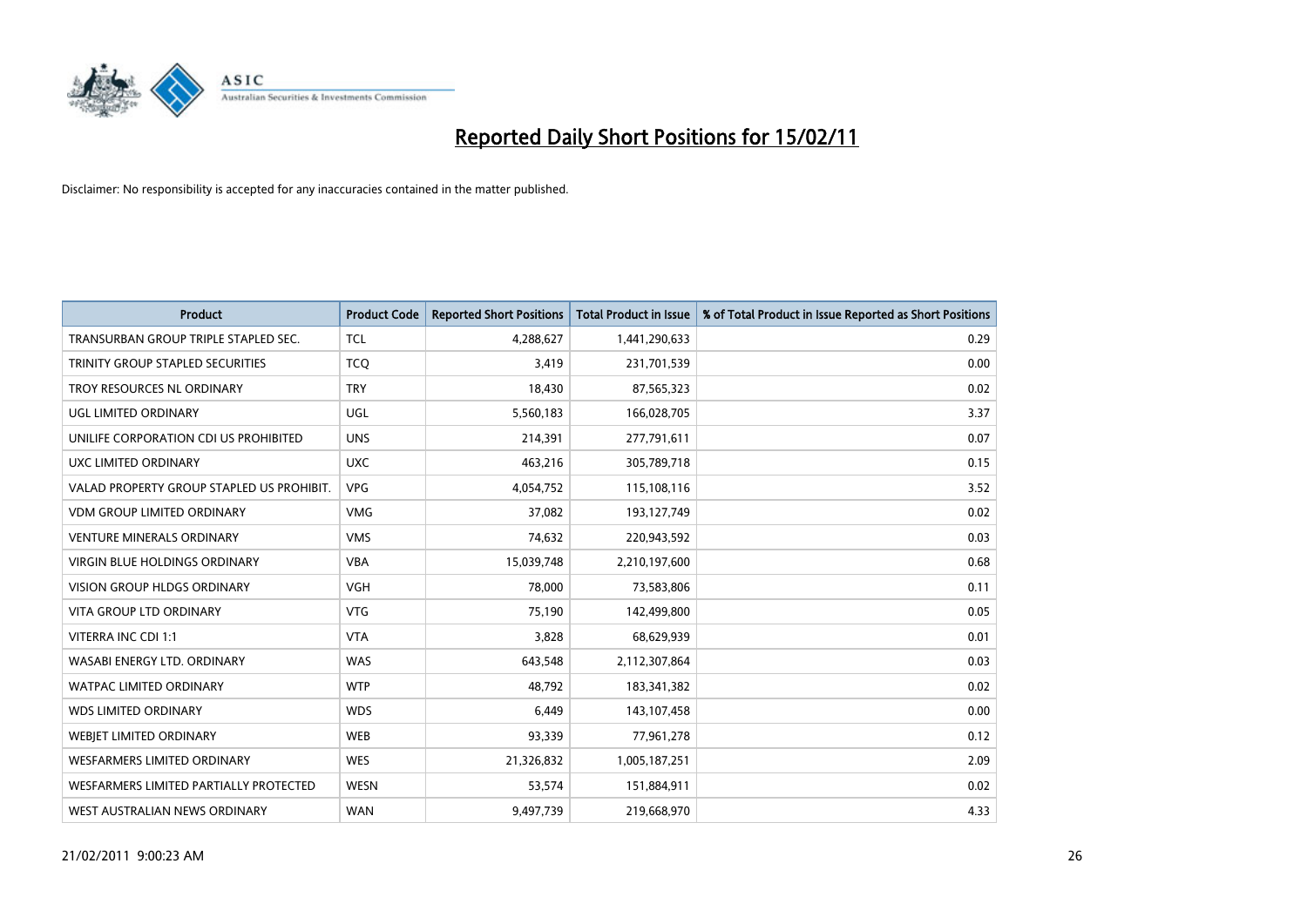# Reported Daily Short Positions for 15/02/11

Disclaimer: No responsibility is accepted for any inaccuracies contained in the matter published.

| Product | Product Code | Reported Short Positions | Total Product in Issue | % of Total Product in Issue Reported as Short Positions |
|---|---|---|---|---|
| TRANSURBAN GROUP TRIPLE STAPLED SEC. | TCL | 4,288,627 | 1,441,290,633 | 0.29 |
| TRINITY GROUP STAPLED SECURITIES | TCQ | 3,419 | 231,701,539 | 0.00 |
| TROY RESOURCES NL ORDINARY | TRY | 18,430 | 87,565,323 | 0.02 |
| UGL LIMITED ORDINARY | UGL | 5,560,183 | 166,028,705 | 3.37 |
| UNILIFE CORPORATION CDI US PROHIBITED | UNS | 214,391 | 277,791,611 | 0.07 |
| UXC LIMITED ORDINARY | UXC | 463,216 | 305,789,718 | 0.15 |
| VALAD PROPERTY GROUP STAPLED US PROHIBIT. | VPG | 4,054,752 | 115,108,116 | 3.52 |
| VDM GROUP LIMITED ORDINARY | VMG | 37,082 | 193,127,749 | 0.02 |
| VENTURE MINERALS ORDINARY | VMS | 74,632 | 220,943,592 | 0.03 |
| VIRGIN BLUE HOLDINGS ORDINARY | VBA | 15,039,748 | 2,210,197,600 | 0.68 |
| VISION GROUP HLDGS ORDINARY | VGH | 78,000 | 73,583,806 | 0.11 |
| VITA GROUP LTD ORDINARY | VTG | 75,190 | 142,499,800 | 0.05 |
| VITERRA INC CDI 1:1 | VTA | 3,828 | 68,629,939 | 0.01 |
| WASABI ENERGY LTD. ORDINARY | WAS | 643,548 | 2,112,307,864 | 0.03 |
| WATPAC LIMITED ORDINARY | WTP | 48,792 | 183,341,382 | 0.02 |
| WDS LIMITED ORDINARY | WDS | 6,449 | 143,107,458 | 0.00 |
| WEBJET LIMITED ORDINARY | WEB | 93,339 | 77,961,278 | 0.12 |
| WESFARMERS LIMITED ORDINARY | WES | 21,326,832 | 1,005,187,251 | 2.09 |
| WESFARMERS LIMITED PARTIALLY PROTECTED | WESN | 53,574 | 151,884,911 | 0.02 |
| WEST AUSTRALIAN NEWS ORDINARY | WAN | 9,497,739 | 219,668,970 | 4.33 |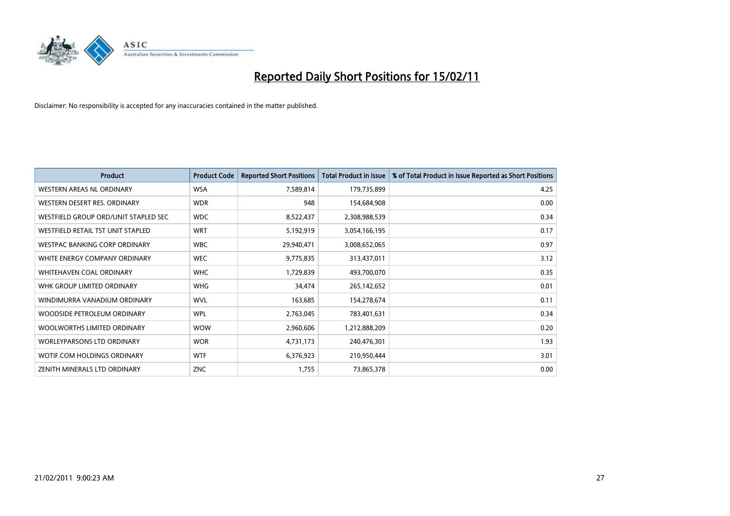# Reported Daily Short Positions for 15/02/11

Disclaimer: No responsibility is accepted for any inaccuracies contained in the matter published.

| Product | Product Code | Reported Short Positions | Total Product in Issue | % of Total Product in Issue Reported as Short Positions |
|---|---|---|---|---|
| WESTERN AREAS NL ORDINARY | WSA | 7,589,814 | 179,735,899 | 4.25 |
| WESTERN DESERT RES. ORDINARY | WDR | 948 | 154,684,908 | 0.00 |
| WESTFIELD GROUP ORD/UNIT STAPLED SEC | WDC | 8,522,437 | 2,308,988,539 | 0.34 |
| WESTFIELD RETAIL TST UNIT STAPLED | WRT | 5,192,919 | 3,054,166,195 | 0.17 |
| WESTPAC BANKING CORP ORDINARY | WBC | 29,940,471 | 3,008,652,065 | 0.97 |
| WHITE ENERGY COMPANY ORDINARY | WEC | 9,775,835 | 313,437,011 | 3.12 |
| WHITEHAVEN COAL ORDINARY | WHC | 1,729,839 | 493,700,070 | 0.35 |
| WHK GROUP LIMITED ORDINARY | WHG | 34,474 | 265,142,652 | 0.01 |
| WINDIMURRA VANADIUM ORDINARY | WVL | 163,685 | 154,278,674 | 0.11 |
| WOODSIDE PETROLEUM ORDINARY | WPL | 2,763,045 | 783,401,631 | 0.34 |
| WOOLWORTHS LIMITED ORDINARY | WOW | 2,960,606 | 1,212,888,209 | 0.20 |
| WORLEYPARSONS LTD ORDINARY | WOR | 4,731,173 | 240,476,301 | 1.93 |
| WOTIF.COM HOLDINGS ORDINARY | WTF | 6,376,923 | 210,950,444 | 3.01 |
| ZENITH MINERALS LTD ORDINARY | ZNC | 1,755 | 73,865,378 | 0.00 |